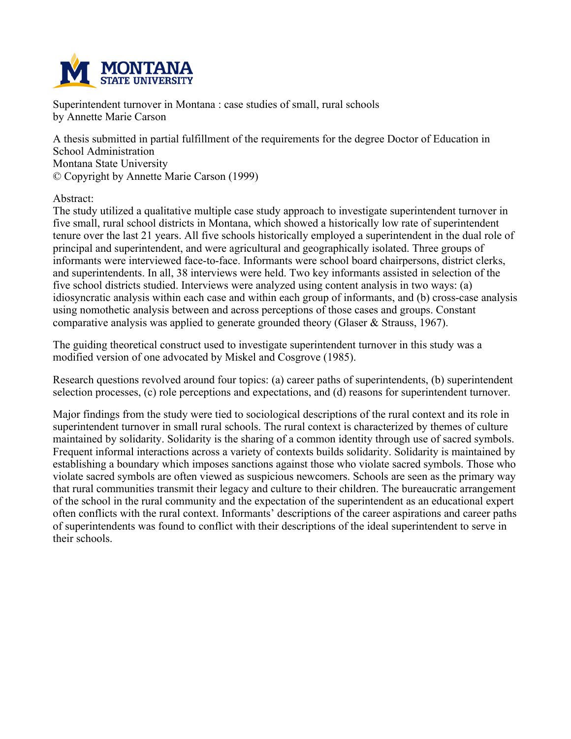Superintendent turnover in Montana : case studies of small, rural schools
by Annette Marie Carson

A thesis submitted in partial fulfillment of the requirements for the degree Doctor of Education in School Administration
Montana State University
© Copyright by Annette Marie Carson (1999)

Abstract:

The study utilized a qualitative multiple case study approach to investigate superintendent turnover in five small, rural school districts in Montana, which showed a historically low rate of superintendent tenure over the last 21 years. All five schools historically employed a superintendent in the dual role of principal and superintendent, and were agricultural and geographically isolated. Three groups of informants were interviewed face-to-face. Informants were school board chairpersons, district clerks, and superintendents. In all, 38 interviews were held. Two key informants assisted in selection of the five school districts studied. Interviews were analyzed using content analysis in two ways: (a) idiosyncratic analysis within each case and within each group of informants, and (b) cross-case analysis using nomothetic analysis between and across perceptions of those cases and groups. Constant comparative analysis was applied to generate grounded theory (Glaser & Strauss, 1967).

The guiding theoretical construct used to investigate superintendent turnover in this study was a modified version of one advocated by Miskel and Cosgrove (1985).

Research questions revolved around four topics: (a) career paths of superintendents, (b) superintendent selection processes, (c) role perceptions and expectations, and (d) reasons for superintendent turnover.

Major findings from the study were tied to sociological descriptions of the rural context and its role in superintendent turnover in small rural schools. The rural context is characterized by themes of culture maintained by solidarity. Solidarity is the sharing of a common identity through use of sacred symbols. Frequent informal interactions across a variety of contexts builds solidarity. Solidarity is maintained by establishing a boundary which imposes sanctions against those who violate sacred symbols. Those who violate sacred symbols are often viewed as suspicious newcomers. Schools are seen as the primary way that rural communities transmit their legacy and culture to their children. The bureaucratic arrangement of the school in the rural community and the expectation of the superintendent as an educational expert often conflicts with the rural context. Informants' descriptions of the career aspirations and career paths of superintendents was found to conflict with their descriptions of the ideal superintendent to serve in their schools.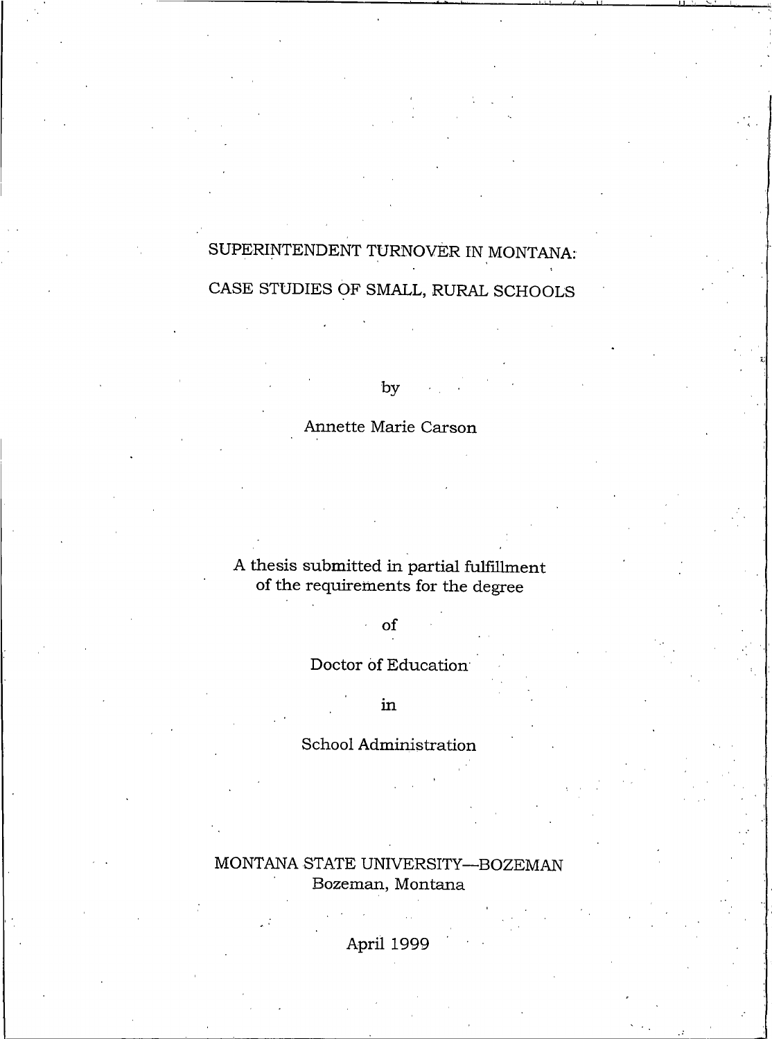# SUPERINTENDENT TURNOVER IN MONTANA:

# CASE STUDIES OF SMALL, RURAL SCHOOLS

by

Annette Marie Carson

A thesis submitted in partial fulfillment
of the requirements for the degree

of

Doctor of Education

in

School Administration

MONTANA STATE UNIVERSITY—BOZEMAN
Bozeman, Montana

April 1999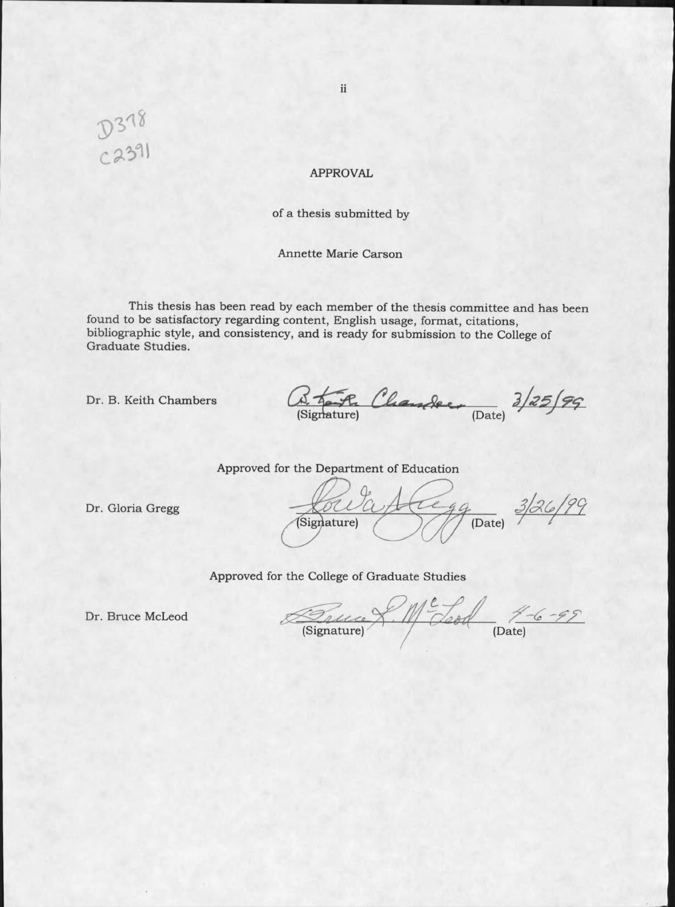D378
C2391

# APPROVAL

of a thesis submitted by

Annette Marie Carson

This thesis has been read by each member of the thesis committee and has been found to be satisfactory regarding content, English usage, format, citations, bibliographic style, and consistency, and is ready for submission to the College of Graduate Studies.

Dr. B. Keith Chambers — B. Keith Chambers (Signature) — 3/25/99 (Date)

Approved for the Department of Education

Dr. Gloria Gregg — Gloria A. Gregg (Signature) — 3/26/99 (Date)

Approved for the College of Graduate Studies

Dr. Bruce McLeod — Bruce R. McLeod (Signature) — 4-6-99 (Date)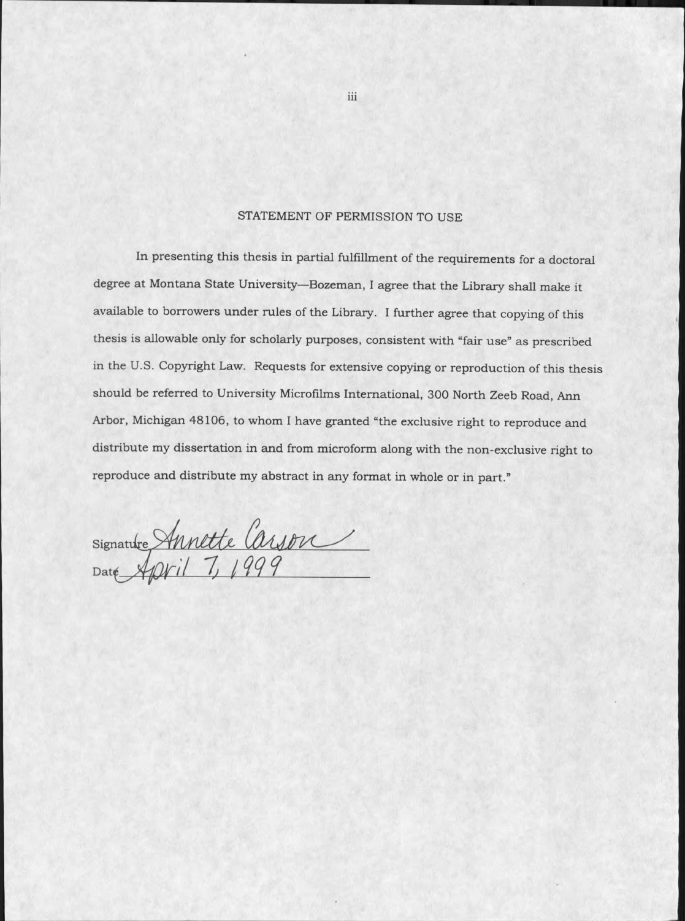## STATEMENT OF PERMISSION TO USE

In presenting this thesis in partial fulfillment of the requirements for a doctoral degree at Montana State University—Bozeman, I agree that the Library shall make it available to borrowers under rules of the Library. I further agree that copying of this thesis is allowable only for scholarly purposes, consistent with "fair use" as prescribed in the U.S. Copyright Law. Requests for extensive copying or reproduction of this thesis should be referred to University Microfilms International, 300 North Zeeb Road, Ann Arbor, Michigan 48106, to whom I have granted "the exclusive right to reproduce and distribute my dissertation in and from microform along with the non-exclusive right to reproduce and distribute my abstract in any format in whole or in part."

Signature Annette Carson

Date April 7, 1999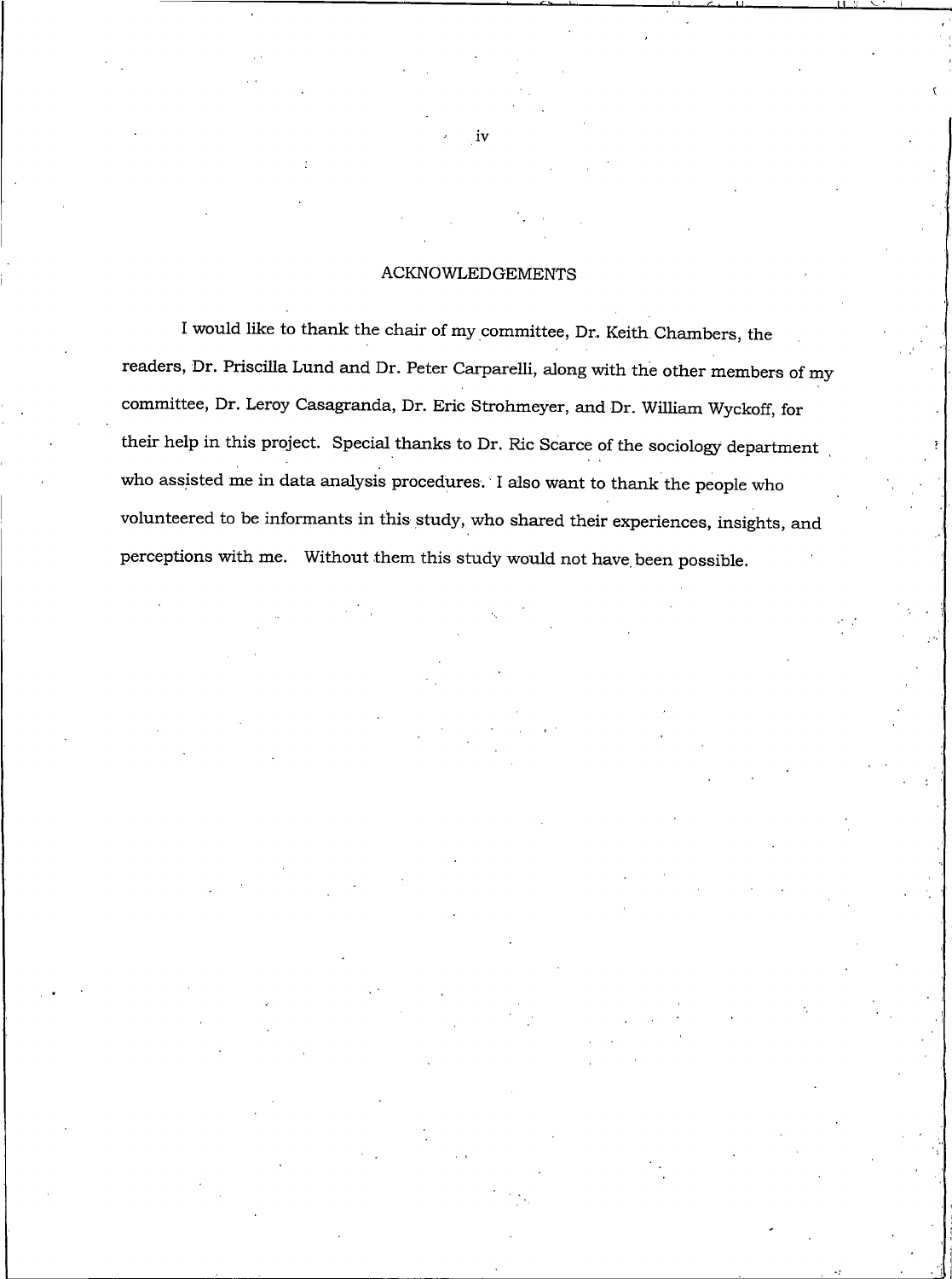## ACKNOWLEDGEMENTS

I would like to thank the chair of my committee, Dr. Keith Chambers, the readers, Dr. Priscilla Lund and Dr. Peter Carparelli, along with the other members of my committee, Dr. Leroy Casagranda, Dr. Eric Strohmeyer, and Dr. William Wyckoff, for their help in this project. Special thanks to Dr. Ric Scarce of the sociology department who assisted me in data analysis procedures. I also want to thank the people who volunteered to be informants in this study, who shared their experiences, insights, and perceptions with me. Without them this study would not have been possible.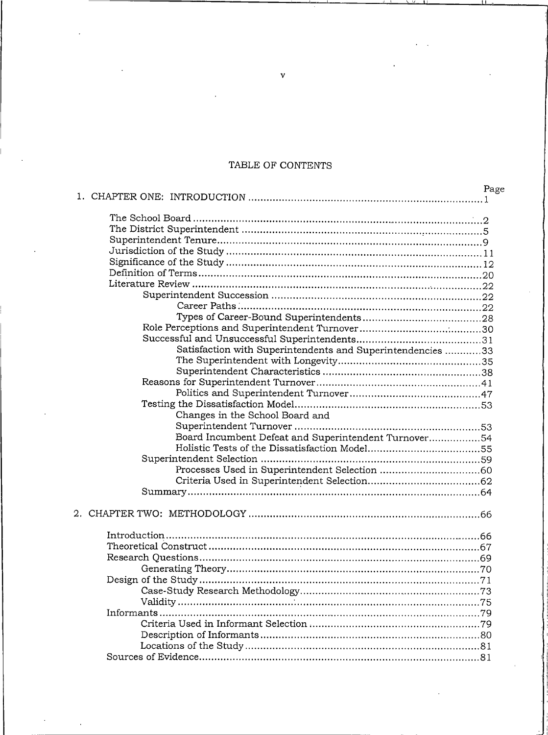# TABLE OF CONTENTS

| | Page |
|---|---|
| 1. CHAPTER ONE: INTRODUCTION | 1 |
| The School Board | 2 |
| The District Superintendent | 5 |
| Superintendent Tenure | 9 |
| Jurisdiction of the Study | 11 |
| Significance of the Study | 12 |
| Definition of Terms | 20 |
| Literature Review | 22 |
| Superintendent Succession | 22 |
| Career Paths | 22 |
| Types of Career-Bound Superintendents | 28 |
| Role Perceptions and Superintendent Turnover | 30 |
| Successful and Unsuccessful Superintendents | 31 |
| Satisfaction with Superintendents and Superintendencies | 33 |
| The Superintendent with Longevity | 35 |
| Superintendent Characteristics | 38 |
| Reasons for Superintendent Turnover | 41 |
| Politics and Superintendent Turnover | 47 |
| Testing the Dissatisfaction Model | 53 |
| Changes in the School Board and Superintendent Turnover | 53 |
| Board Incumbent Defeat and Superintendent Turnover | 54 |
| Holistic Tests of the Dissatisfaction Model | 55 |
| Superintendent Selection | 59 |
| Processes Used in Superintendent Selection | 60 |
| Criteria Used in Superintendent Selection | 62 |
| Summary | 64 |
| 2. CHAPTER TWO: METHODOLOGY | 66 |
| Introduction | 66 |
| Theoretical Construct | 67 |
| Research Questions | 69 |
| Generating Theory | 70 |
| Design of the Study | 71 |
| Case-Study Research Methodology | 73 |
| Validity | 75 |
| Informants | 79 |
| Criteria Used in Informant Selection | 79 |
| Description of Informants | 80 |
| Locations of the Study | 81 |
| Sources of Evidence | 81 |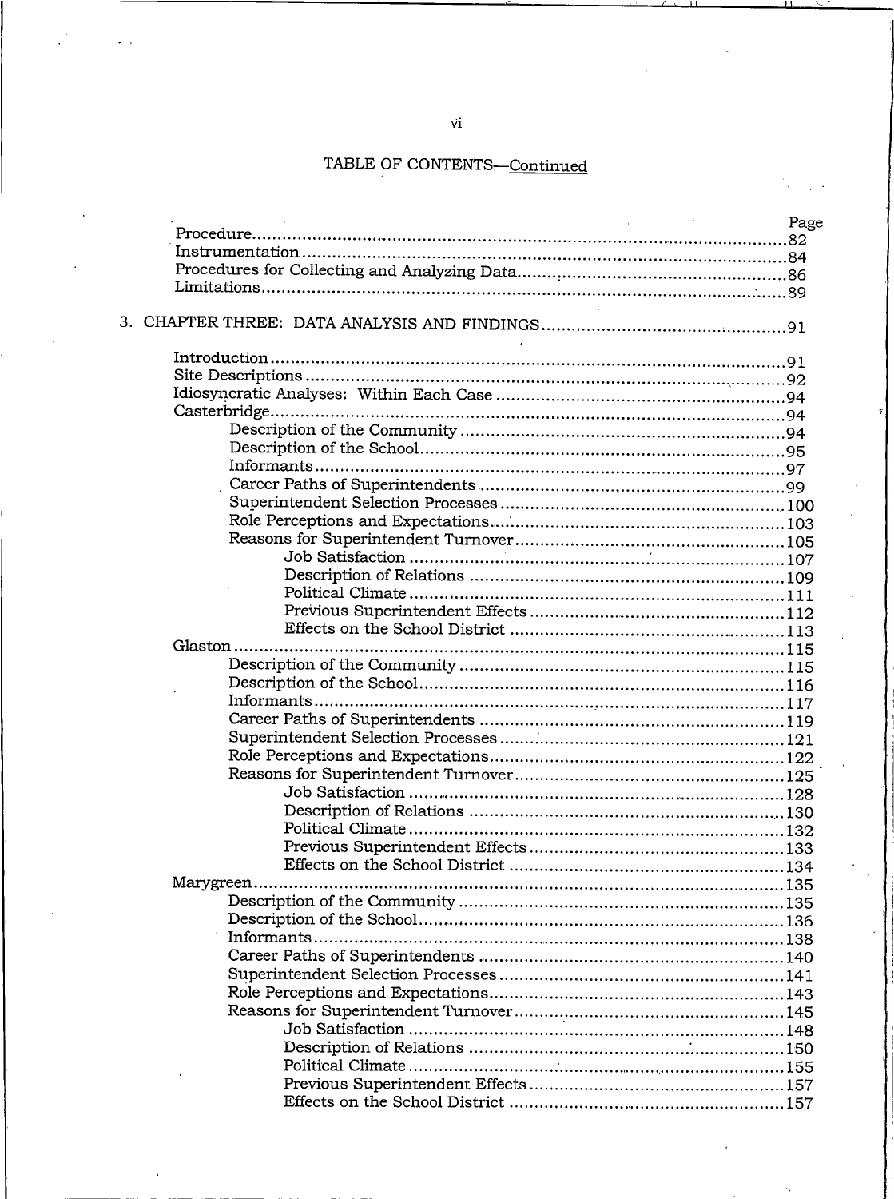TABLE OF CONTENTS—Continued

| | Page |
|---|---|
| Procedure | 82 |
| Instrumentation | 84 |
| Procedures for Collecting and Analyzing Data | 86 |
| Limitations | 89 |
| 3. CHAPTER THREE: DATA ANALYSIS AND FINDINGS | 91 |
| Introduction | 91 |
| Site Descriptions | 92 |
| Idiosyncratic Analyses: Within Each Case | 94 |
| Casterbridge | 94 |
| Description of the Community | 94 |
| Description of the School | 95 |
| Informants | 97 |
| Career Paths of Superintendents | 99 |
| Superintendent Selection Processes | 100 |
| Role Perceptions and Expectations | 103 |
| Reasons for Superintendent Turnover | 105 |
| Job Satisfaction | 107 |
| Description of Relations | 109 |
| Political Climate | 111 |
| Previous Superintendent Effects | 112 |
| Effects on the School District | 113 |
| Glaston | 115 |
| Description of the Community | 115 |
| Description of the School | 116 |
| Informants | 117 |
| Career Paths of Superintendents | 119 |
| Superintendent Selection Processes | 121 |
| Role Perceptions and Expectations | 122 |
| Reasons for Superintendent Turnover | 125 |
| Job Satisfaction | 128 |
| Description of Relations | 130 |
| Political Climate | 132 |
| Previous Superintendent Effects | 133 |
| Effects on the School District | 134 |
| Marygreen | 135 |
| Description of the Community | 135 |
| Description of the School | 136 |
| Informants | 138 |
| Career Paths of Superintendents | 140 |
| Superintendent Selection Processes | 141 |
| Role Perceptions and Expectations | 143 |
| Reasons for Superintendent Turnover | 145 |
| Job Satisfaction | 148 |
| Description of Relations | 150 |
| Political Climate | 155 |
| Previous Superintendent Effects | 157 |
| Effects on the School District | 157 |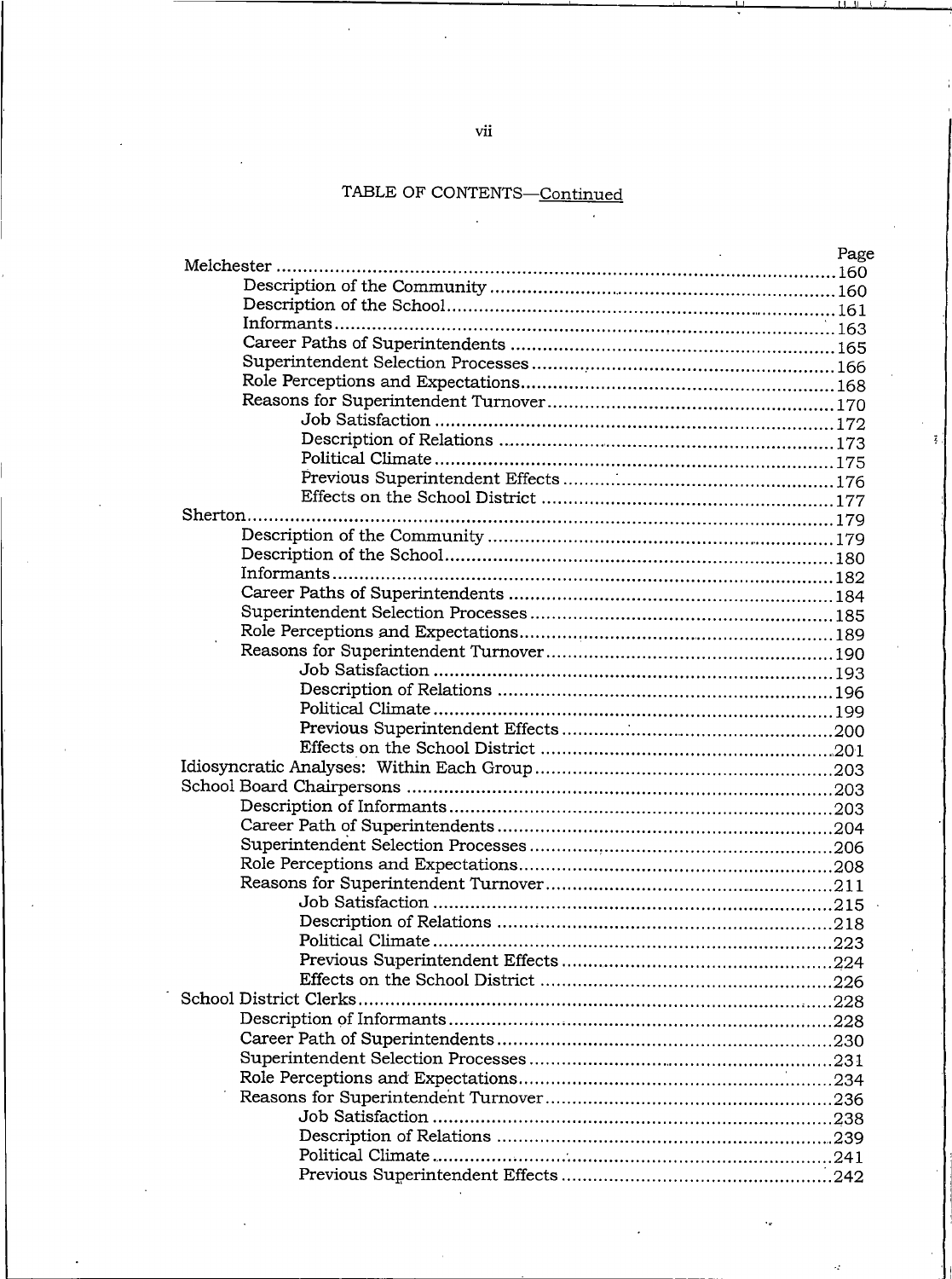TABLE OF CONTENTS—Continued

| | Page |
|---|---|
| Melchester | 160 |
| Description of the Community | 160 |
| Description of the School | 161 |
| Informants | 163 |
| Career Paths of Superintendents | 165 |
| Superintendent Selection Processes | 166 |
| Role Perceptions and Expectations | 168 |
| Reasons for Superintendent Turnover | 170 |
| Job Satisfaction | 172 |
| Description of Relations | 173 |
| Political Climate | 175 |
| Previous Superintendent Effects | 176 |
| Effects on the School District | 177 |
| Sherton | 179 |
| Description of the Community | 179 |
| Description of the School | 180 |
| Informants | 182 |
| Career Paths of Superintendents | 184 |
| Superintendent Selection Processes | 185 |
| Role Perceptions and Expectations | 189 |
| Reasons for Superintendent Turnover | 190 |
| Job Satisfaction | 193 |
| Description of Relations | 196 |
| Political Climate | 199 |
| Previous Superintendent Effects | 200 |
| Effects on the School District | 201 |
| Idiosyncratic Analyses: Within Each Group | 203 |
| School Board Chairpersons | 203 |
| Description of Informants | 203 |
| Career Path of Superintendents | 204 |
| Superintendent Selection Processes | 206 |
| Role Perceptions and Expectations | 208 |
| Reasons for Superintendent Turnover | 211 |
| Job Satisfaction | 215 |
| Description of Relations | 218 |
| Political Climate | 223 |
| Previous Superintendent Effects | 224 |
| Effects on the School District | 226 |
| School District Clerks | 228 |
| Description of Informants | 228 |
| Career Path of Superintendents | 230 |
| Superintendent Selection Processes | 231 |
| Role Perceptions and Expectations | 234 |
| Reasons for Superintendent Turnover | 236 |
| Job Satisfaction | 238 |
| Description of Relations | 239 |
| Political Climate | 241 |
| Previous Superintendent Effects | 242 |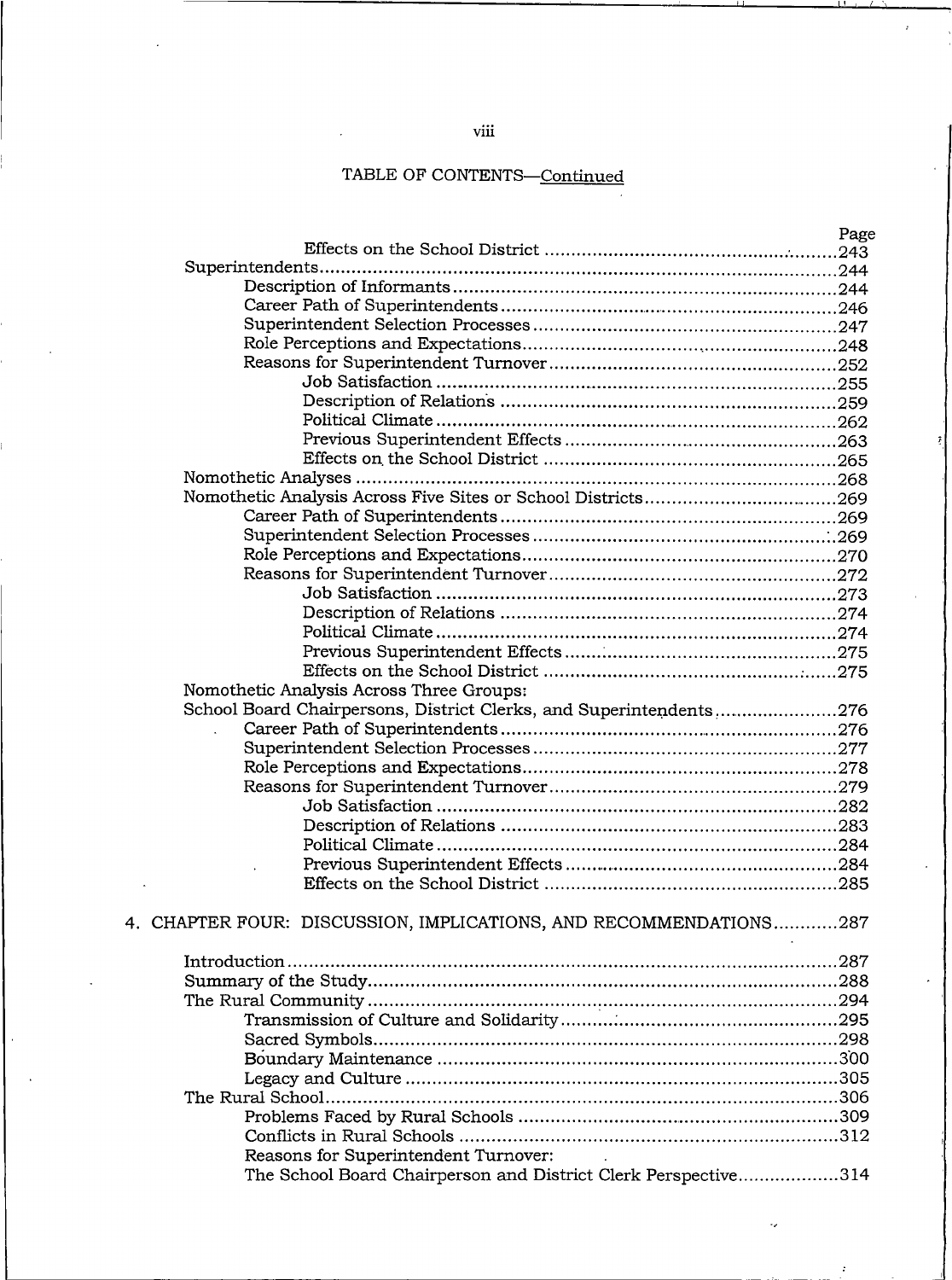TABLE OF CONTENTS—Continued

| | Page |
|---|---|
| Effects on the School District | 243 |
| Superintendents | 244 |
| Description of Informants | 244 |
| Career Path of Superintendents | 246 |
| Superintendent Selection Processes | 247 |
| Role Perceptions and Expectations | 248 |
| Reasons for Superintendent Turnover | 252 |
| Job Satisfaction | 255 |
| Description of Relations | 259 |
| Political Climate | 262 |
| Previous Superintendent Effects | 263 |
| Effects on the School District | 265 |
| Nomothetic Analyses | 268 |
| Nomothetic Analysis Across Five Sites or School Districts | 269 |
| Career Path of Superintendents | 269 |
| Superintendent Selection Processes | 269 |
| Role Perceptions and Expectations | 270 |
| Reasons for Superintendent Turnover | 272 |
| Job Satisfaction | 273 |
| Description of Relations | 274 |
| Political Climate | 274 |
| Previous Superintendent Effects | 275 |
| Effects on the School District | 275 |
| Nomothetic Analysis Across Three Groups: School Board Chairpersons, District Clerks, and Superintendents | 276 |
| Career Path of Superintendents | 276 |
| Superintendent Selection Processes | 277 |
| Role Perceptions and Expectations | 278 |
| Reasons for Superintendent Turnover | 279 |
| Job Satisfaction | 282 |
| Description of Relations | 283 |
| Political Climate | 284 |
| Previous Superintendent Effects | 284 |
| Effects on the School District | 285 |
| 4. CHAPTER FOUR: DISCUSSION, IMPLICATIONS, AND RECOMMENDATIONS | 287 |
| Introduction | 287 |
| Summary of the Study | 288 |
| The Rural Community | 294 |
| Transmission of Culture and Solidarity | 295 |
| Sacred Symbols | 298 |
| Boundary Maintenance | 300 |
| Legacy and Culture | 305 |
| The Rural School | 306 |
| Problems Faced by Rural Schools | 309 |
| Conflicts in Rural Schools | 312 |
| Reasons for Superintendent Turnover: The School Board Chairperson and District Clerk Perspective | 314 |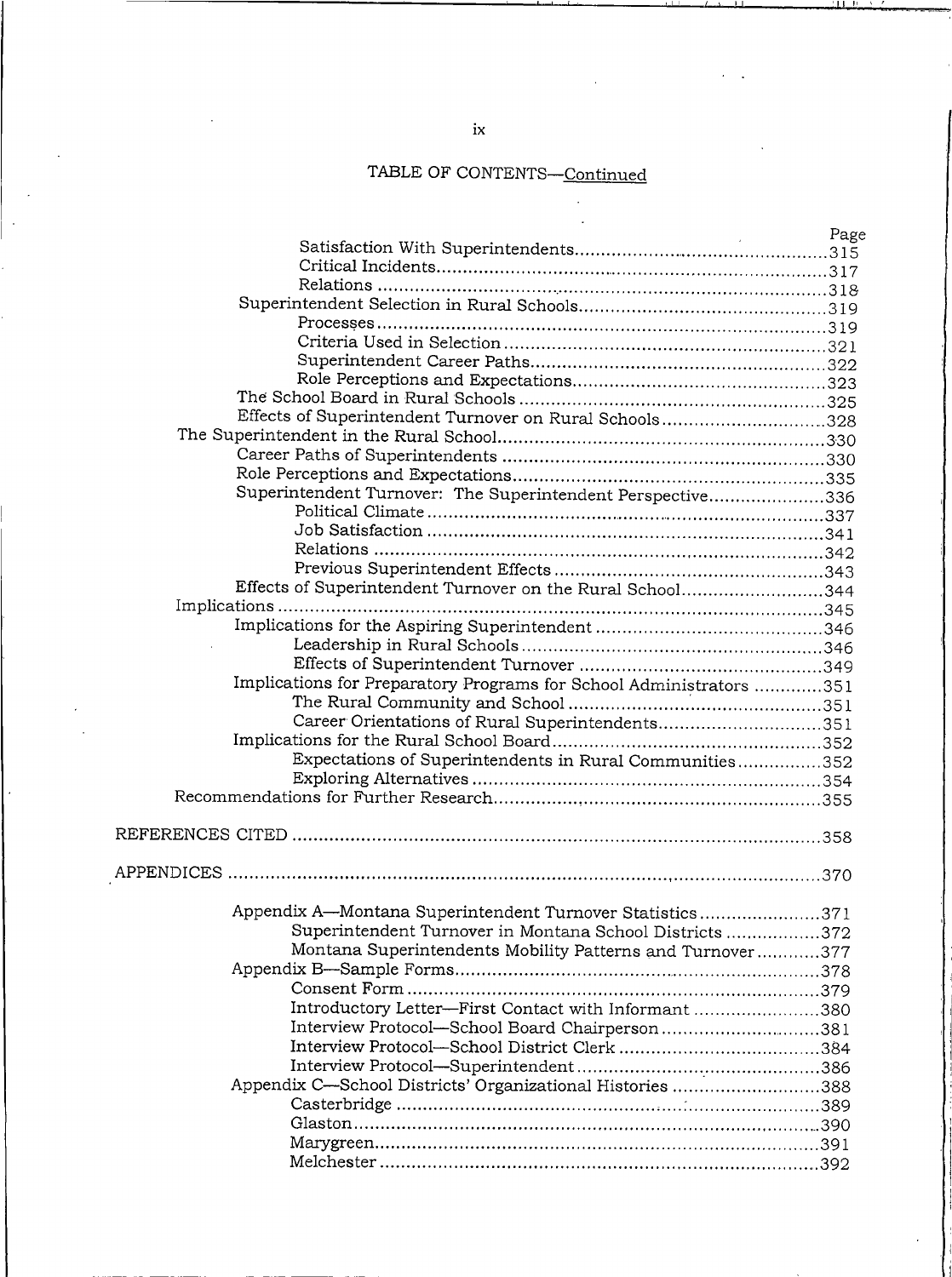TABLE OF CONTENTS—Continued

| | Page |
|---|---|
| Satisfaction With Superintendents | 315 |
| Critical Incidents | 317 |
| Relations | 318 |
| Superintendent Selection in Rural Schools | 319 |
| Processes | 319 |
| Criteria Used in Selection | 321 |
| Superintendent Career Paths | 322 |
| Role Perceptions and Expectations | 323 |
| The School Board in Rural Schools | 325 |
| Effects of Superintendent Turnover on Rural Schools | 328 |
| The Superintendent in the Rural School | 330 |
| Career Paths of Superintendents | 330 |
| Role Perceptions and Expectations | 335 |
| Superintendent Turnover: The Superintendent Perspective | 336 |
| Political Climate | 337 |
| Job Satisfaction | 341 |
| Relations | 342 |
| Previous Superintendent Effects | 343 |
| Effects of Superintendent Turnover on the Rural School | 344 |
| Implications | 345 |
| Implications for the Aspiring Superintendent | 346 |
| Leadership in Rural Schools | 346 |
| Effects of Superintendent Turnover | 349 |
| Implications for Preparatory Programs for School Administrators | 351 |
| The Rural Community and School | 351 |
| Career Orientations of Rural Superintendents | 351 |
| Implications for the Rural School Board | 352 |
| Expectations of Superintendents in Rural Communities | 352 |
| Exploring Alternatives | 354 |
| Recommendations for Further Research | 355 |
| REFERENCES CITED | 358 |
| APPENDICES | 370 |
| Appendix A—Montana Superintendent Turnover Statistics | 371 |
| Superintendent Turnover in Montana School Districts | 372 |
| Montana Superintendents Mobility Patterns and Turnover | 377 |
| Appendix B—Sample Forms | 378 |
| Consent Form | 379 |
| Introductory Letter—First Contact with Informant | 380 |
| Interview Protocol—School Board Chairperson | 381 |
| Interview Protocol—School District Clerk | 384 |
| Interview Protocol—Superintendent | 386 |
| Appendix C—School Districts' Organizational Histories | 388 |
| Casterbridge | 389 |
| Glaston | 390 |
| Marygreen | 391 |
| Melchester | 392 |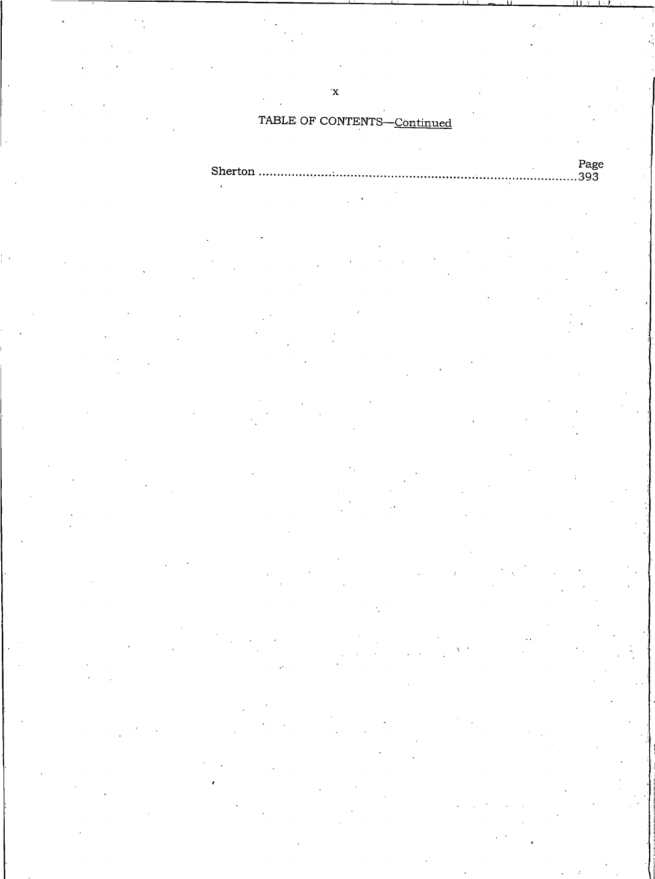TABLE OF CONTENTS—Continued

| | Page |
|---|---|
| Sherton | 393 |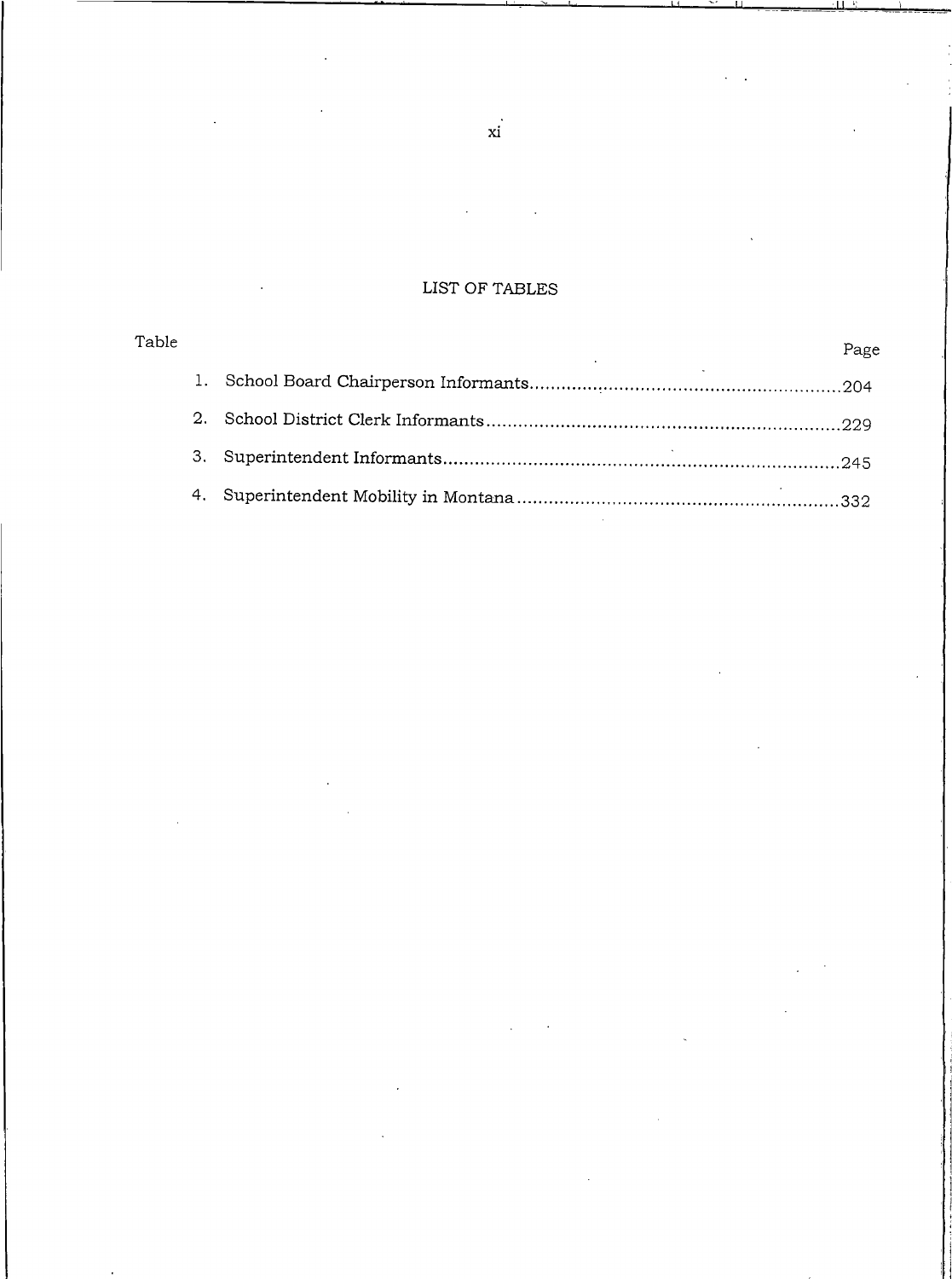# LIST OF TABLES

| Table | | Page |
|---|---|---|
| 1. | School Board Chairperson Informants | 204 |
| 2. | School District Clerk Informants | 229 |
| 3. | Superintendent Informants | 245 |
| 4. | Superintendent Mobility in Montana | 332 |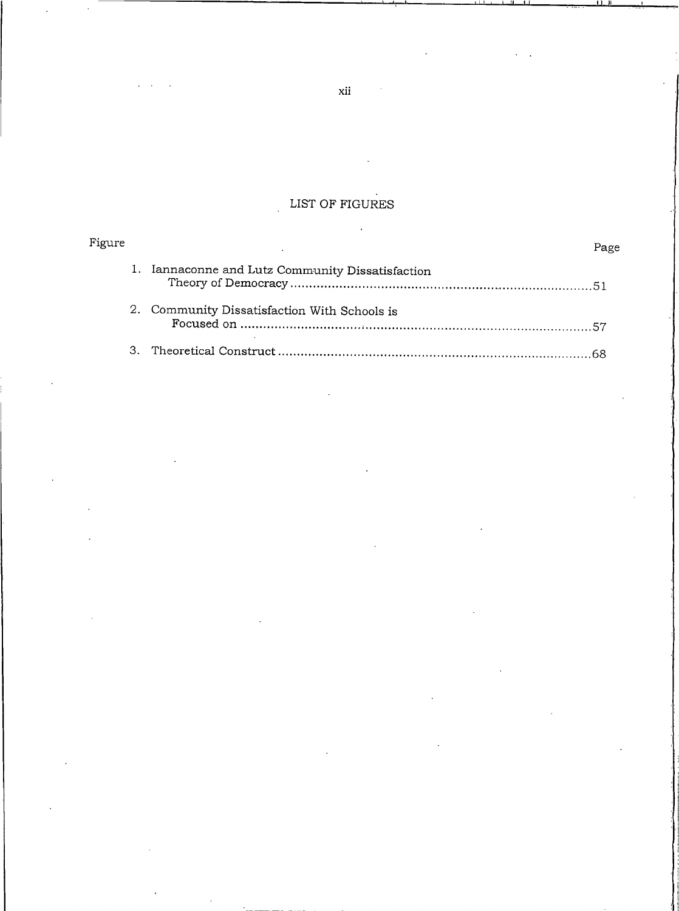## LIST OF FIGURES

| Figure | | Page |
|---|---|---|
| 1. | Iannaconne and Lutz Community Dissatisfaction Theory of Democracy | 51 |
| 2. | Community Dissatisfaction With Schools is Focused on | 57 |
| 3. | Theoretical Construct | 68 |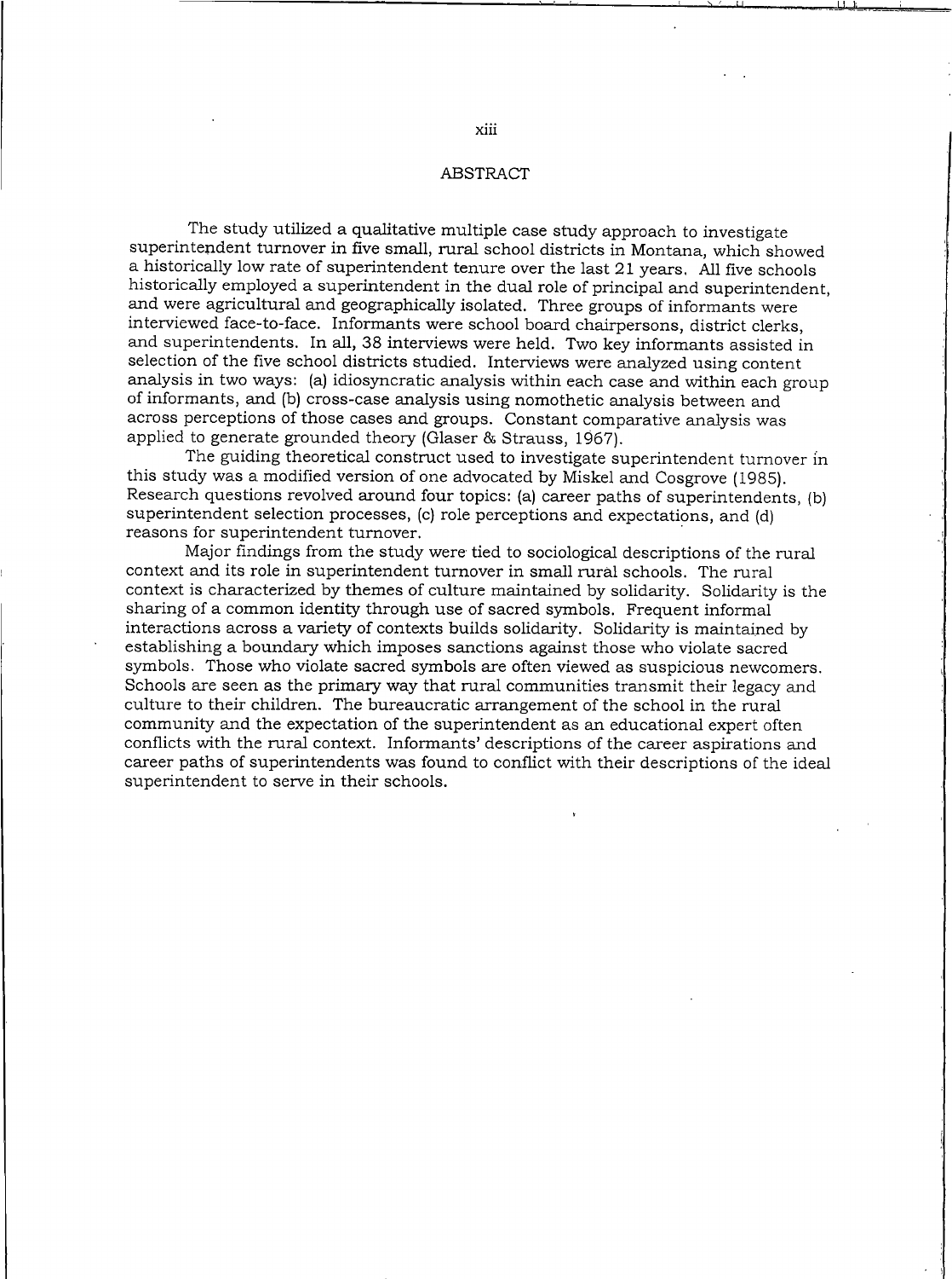# ABSTRACT

The study utilized a qualitative multiple case study approach to investigate superintendent turnover in five small, rural school districts in Montana, which showed a historically low rate of superintendent tenure over the last 21 years. All five schools historically employed a superintendent in the dual role of principal and superintendent, and were agricultural and geographically isolated. Three groups of informants were interviewed face-to-face. Informants were school board chairpersons, district clerks, and superintendents. In all, 38 interviews were held. Two key informants assisted in selection of the five school districts studied. Interviews were analyzed using content analysis in two ways: (a) idiosyncratic analysis within each case and within each group of informants, and (b) cross-case analysis using nomothetic analysis between and across perceptions of those cases and groups. Constant comparative analysis was applied to generate grounded theory (Glaser & Strauss, 1967).

The guiding theoretical construct used to investigate superintendent turnover in this study was a modified version of one advocated by Miskel and Cosgrove (1985). Research questions revolved around four topics: (a) career paths of superintendents, (b) superintendent selection processes, (c) role perceptions and expectations, and (d) reasons for superintendent turnover.

Major findings from the study were tied to sociological descriptions of the rural context and its role in superintendent turnover in small rural schools. The rural context is characterized by themes of culture maintained by solidarity. Solidarity is the sharing of a common identity through use of sacred symbols. Frequent informal interactions across a variety of contexts builds solidarity. Solidarity is maintained by establishing a boundary which imposes sanctions against those who violate sacred symbols. Those who violate sacred symbols are often viewed as suspicious newcomers. Schools are seen as the primary way that rural communities transmit their legacy and culture to their children. The bureaucratic arrangement of the school in the rural community and the expectation of the superintendent as an educational expert often conflicts with the rural context. Informants' descriptions of the career aspirations and career paths of superintendents was found to conflict with their descriptions of the ideal superintendent to serve in their schools.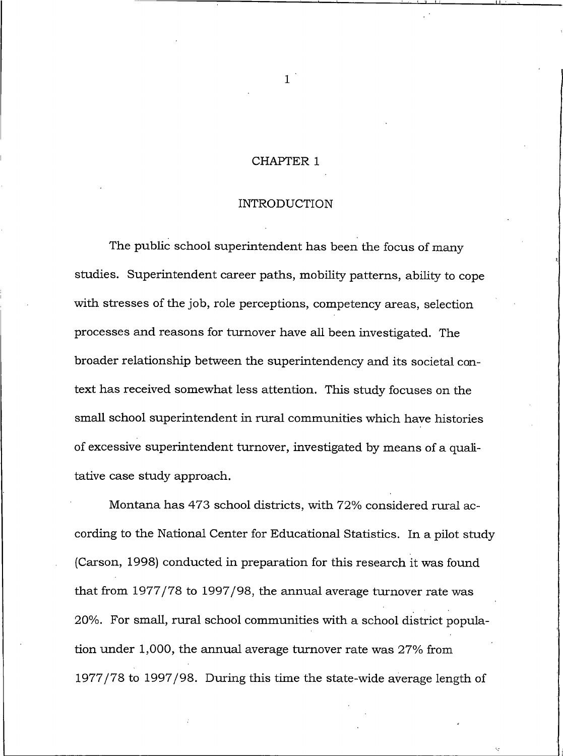# CHAPTER 1

## INTRODUCTION

The public school superintendent has been the focus of many studies. Superintendent career paths, mobility patterns, ability to cope with stresses of the job, role perceptions, competency areas, selection processes and reasons for turnover have all been investigated. The broader relationship between the superintendency and its societal context has received somewhat less attention. This study focuses on the small school superintendent in rural communities which have histories of excessive superintendent turnover, investigated by means of a qualitative case study approach.

Montana has 473 school districts, with 72% considered rural according to the National Center for Educational Statistics. In a pilot study (Carson, 1998) conducted in preparation for this research it was found that from 1977/78 to 1997/98, the annual average turnover rate was 20%. For small, rural school communities with a school district population under 1,000, the annual average turnover rate was 27% from 1977/78 to 1997/98. During this time the state-wide average length of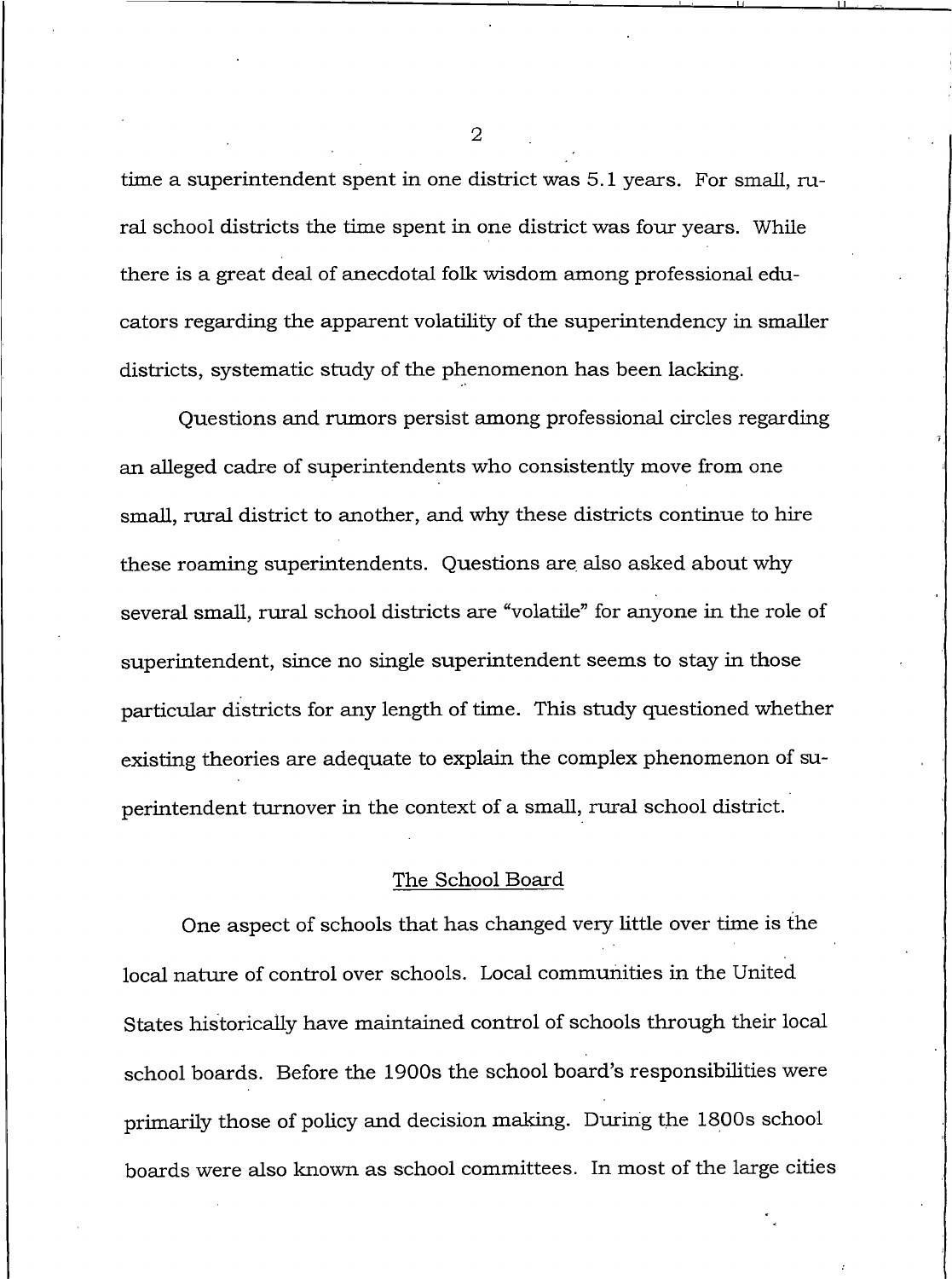time a superintendent spent in one district was 5.1 years. For small, rural school districts the time spent in one district was four years. While there is a great deal of anecdotal folk wisdom among professional educators regarding the apparent volatility of the superintendency in smaller districts, systematic study of the phenomenon has been lacking.

Questions and rumors persist among professional circles regarding an alleged cadre of superintendents who consistently move from one small, rural district to another, and why these districts continue to hire these roaming superintendents. Questions are also asked about why several small, rural school districts are "volatile" for anyone in the role of superintendent, since no single superintendent seems to stay in those particular districts for any length of time. This study questioned whether existing theories are adequate to explain the complex phenomenon of superintendent turnover in the context of a small, rural school district.

## The School Board

One aspect of schools that has changed very little over time is the local nature of control over schools. Local communities in the United States historically have maintained control of schools through their local school boards. Before the 1900s the school board's responsibilities were primarily those of policy and decision making. During the 1800s school boards were also known as school committees. In most of the large cities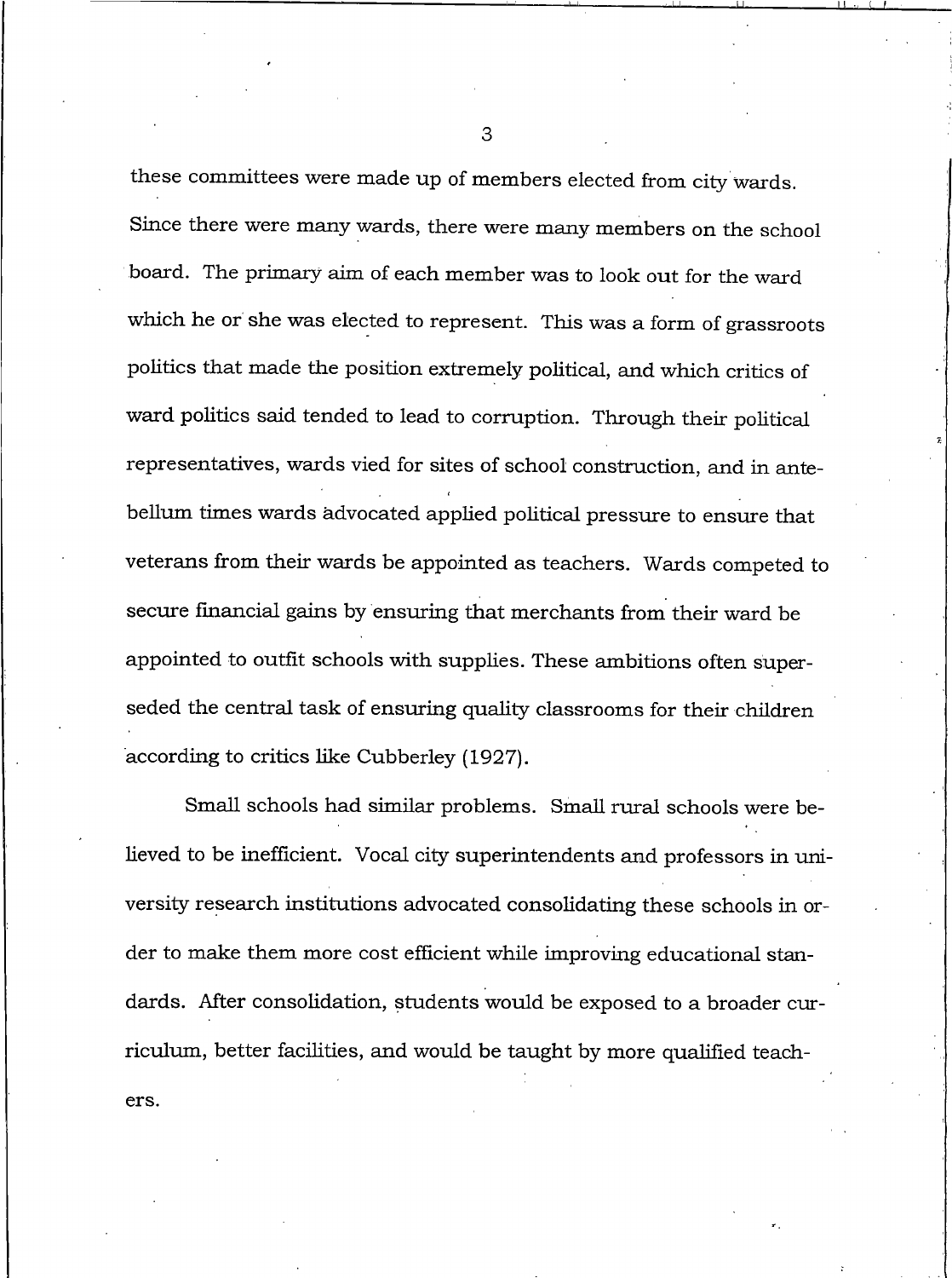these committees were made up of members elected from city wards. Since there were many wards, there were many members on the school board. The primary aim of each member was to look out for the ward which he or she was elected to represent. This was a form of grassroots politics that made the position extremely political, and which critics of ward politics said tended to lead to corruption. Through their political representatives, wards vied for sites of school construction, and in antebellum times wards advocated applied political pressure to ensure that veterans from their wards be appointed as teachers. Wards competed to secure financial gains by ensuring that merchants from their ward be appointed to outfit schools with supplies. These ambitions often superseded the central task of ensuring quality classrooms for their children according to critics like Cubberley (1927).

Small schools had similar problems. Small rural schools were believed to be inefficient. Vocal city superintendents and professors in university research institutions advocated consolidating these schools in order to make them more cost efficient while improving educational standards. After consolidation, students would be exposed to a broader curriculum, better facilities, and would be taught by more qualified teachers.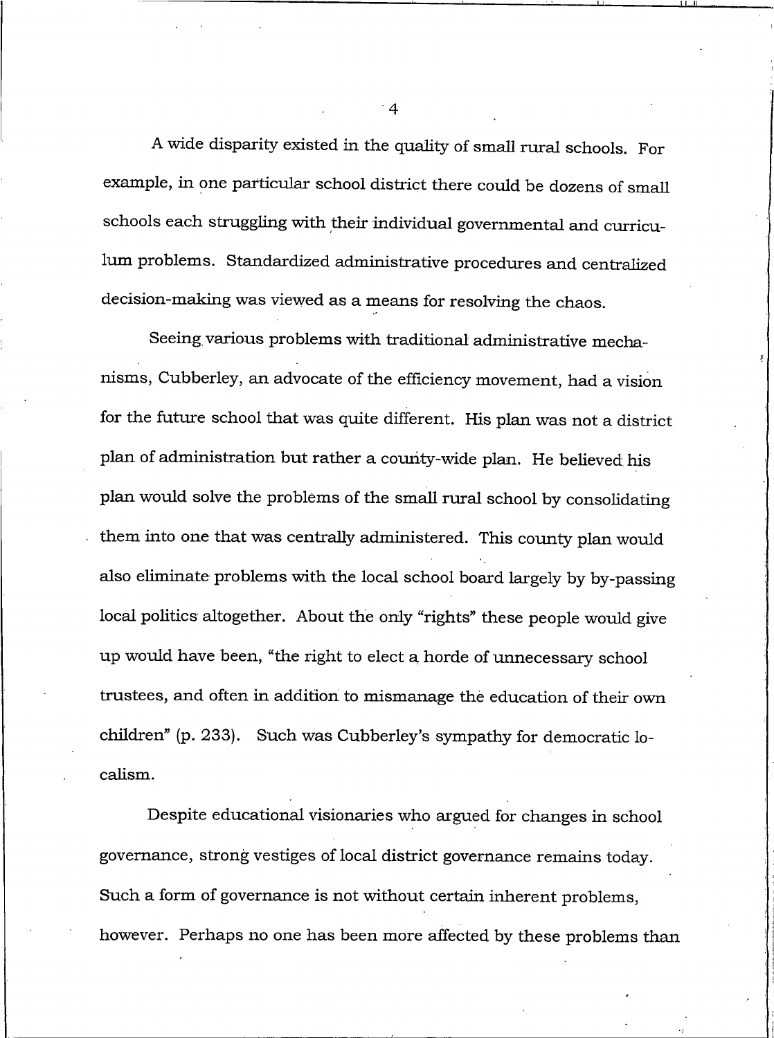A wide disparity existed in the quality of small rural schools. For example, in one particular school district there could be dozens of small schools each struggling with their individual governmental and curriculum problems. Standardized administrative procedures and centralized decision-making was viewed as a means for resolving the chaos.

Seeing various problems with traditional administrative mechanisms, Cubberley, an advocate of the efficiency movement, had a vision for the future school that was quite different. His plan was not a district plan of administration but rather a county-wide plan. He believed his plan would solve the problems of the small rural school by consolidating them into one that was centrally administered. This county plan would also eliminate problems with the local school board largely by by-passing local politics altogether. About the only "rights" these people would give up would have been, "the right to elect a horde of unnecessary school trustees, and often in addition to mismanage the education of their own children" (p. 233). Such was Cubberley's sympathy for democratic localism.

Despite educational visionaries who argued for changes in school governance, strong vestiges of local district governance remains today. Such a form of governance is not without certain inherent problems, however. Perhaps no one has been more affected by these problems than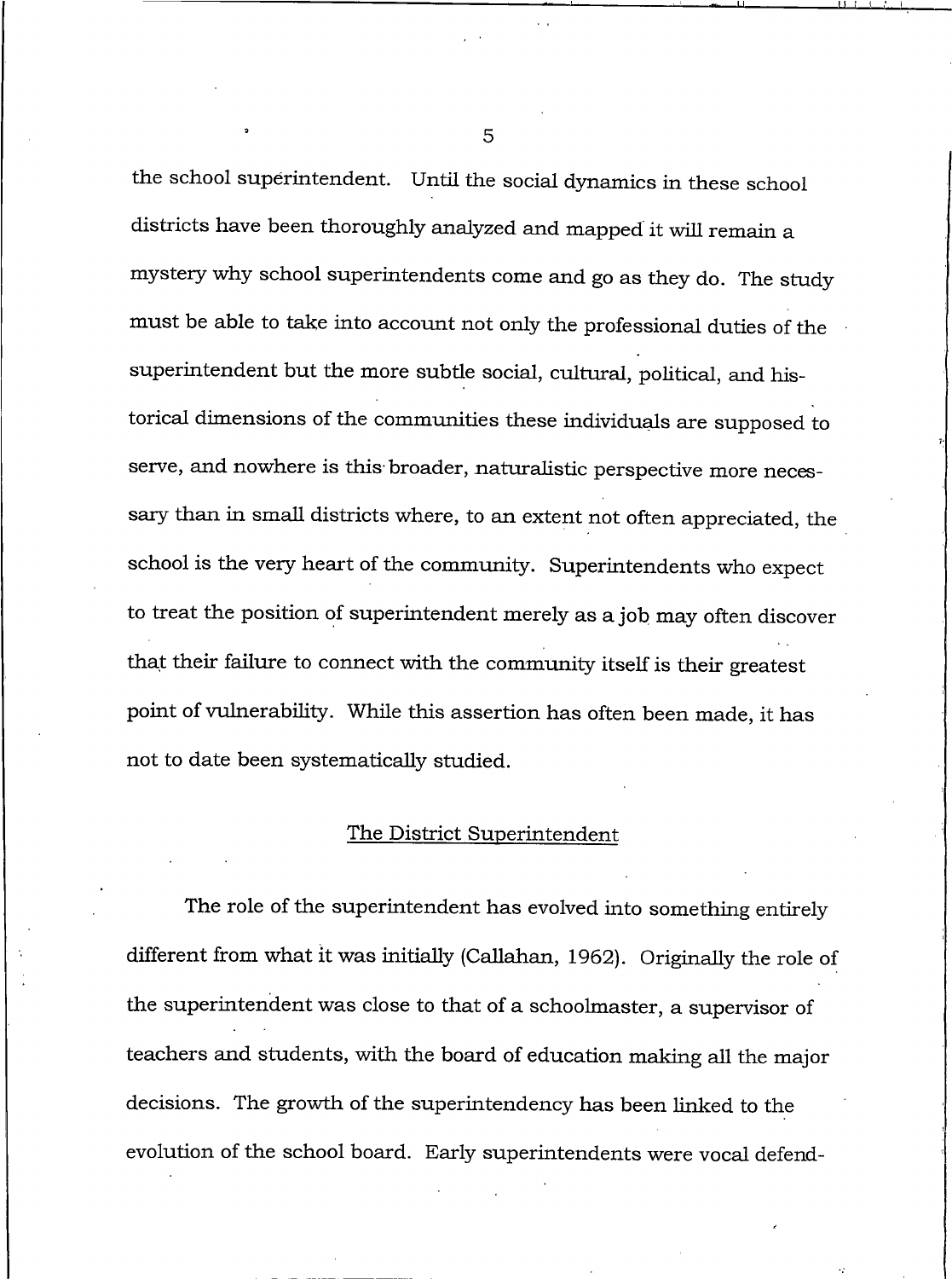the school superintendent. Until the social dynamics in these school districts have been thoroughly analyzed and mapped it will remain a mystery why school superintendents come and go as they do. The study must be able to take into account not only the professional duties of the superintendent but the more subtle social, cultural, political, and historical dimensions of the communities these individuals are supposed to serve, and nowhere is this broader, naturalistic perspective more necessary than in small districts where, to an extent not often appreciated, the school is the very heart of the community. Superintendents who expect to treat the position of superintendent merely as a job may often discover that their failure to connect with the community itself is their greatest point of vulnerability. While this assertion has often been made, it has not to date been systematically studied.

## The District Superintendent

The role of the superintendent has evolved into something entirely different from what it was initially (Callahan, 1962). Originally the role of the superintendent was close to that of a schoolmaster, a supervisor of teachers and students, with the board of education making all the major decisions. The growth of the superintendency has been linked to the evolution of the school board. Early superintendents were vocal defend-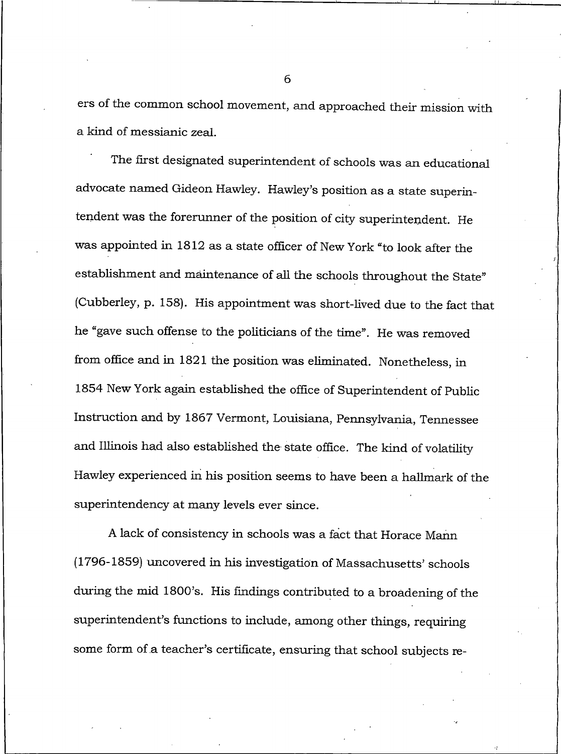ers of the common school movement, and approached their mission with a kind of messianic zeal.

The first designated superintendent of schools was an educational advocate named Gideon Hawley. Hawley's position as a state superintendent was the forerunner of the position of city superintendent. He was appointed in 1812 as a state officer of New York "to look after the establishment and maintenance of all the schools throughout the State" (Cubberley, p. 158). His appointment was short-lived due to the fact that he "gave such offense to the politicians of the time". He was removed from office and in 1821 the position was eliminated. Nonetheless, in 1854 New York again established the office of Superintendent of Public Instruction and by 1867 Vermont, Louisiana, Pennsylvania, Tennessee and Illinois had also established the state office. The kind of volatility Hawley experienced in his position seems to have been a hallmark of the superintendency at many levels ever since.

A lack of consistency in schools was a fact that Horace Mann (1796-1859) uncovered in his investigation of Massachusetts' schools during the mid 1800's. His findings contributed to a broadening of the superintendent's functions to include, among other things, requiring some form of a teacher's certificate, ensuring that school subjects re-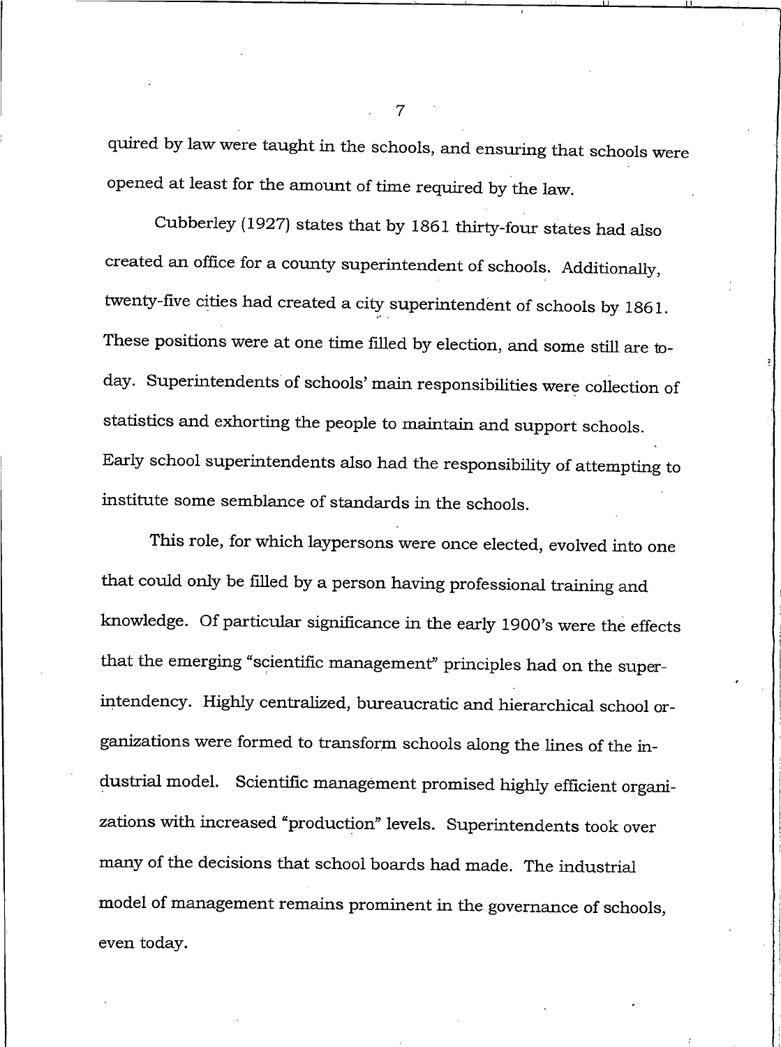quired by law were taught in the schools, and ensuring that schools were opened at least for the amount of time required by the law.

Cubberley (1927) states that by 1861 thirty-four states had also created an office for a county superintendent of schools. Additionally, twenty-five cities had created a city superintendent of schools by 1861. These positions were at one time filled by election, and some still are today. Superintendents of schools' main responsibilities were collection of statistics and exhorting the people to maintain and support schools. Early school superintendents also had the responsibility of attempting to institute some semblance of standards in the schools.

This role, for which laypersons were once elected, evolved into one that could only be filled by a person having professional training and knowledge. Of particular significance in the early 1900's were the effects that the emerging "scientific management" principles had on the superintendency. Highly centralized, bureaucratic and hierarchical school organizations were formed to transform schools along the lines of the industrial model. Scientific management promised highly efficient organizations with increased "production" levels. Superintendents took over many of the decisions that school boards had made. The industrial model of management remains prominent in the governance of schools, even today.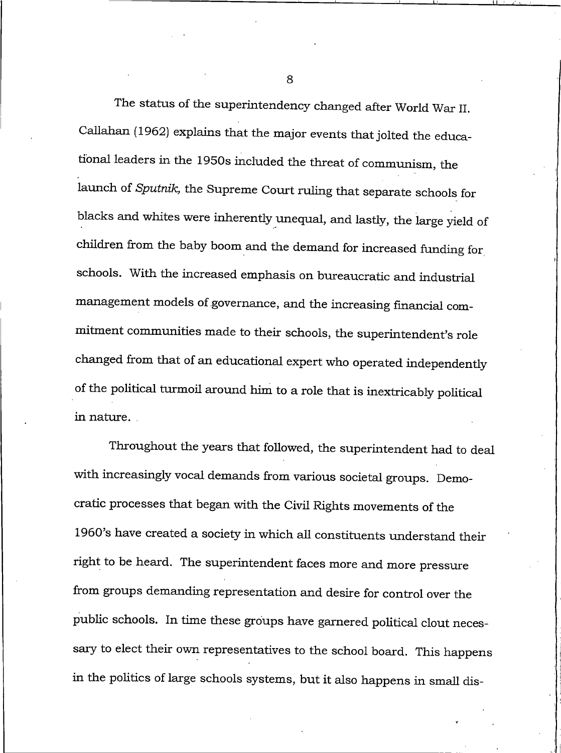The status of the superintendency changed after World War II. Callahan (1962) explains that the major events that jolted the educational leaders in the 1950s included the threat of communism, the launch of *Sputnik*, the Supreme Court ruling that separate schools for blacks and whites were inherently unequal, and lastly, the large yield of children from the baby boom and the demand for increased funding for schools. With the increased emphasis on bureaucratic and industrial management models of governance, and the increasing financial commitment communities made to their schools, the superintendent's role changed from that of an educational expert who operated independently of the political turmoil around him to a role that is inextricably political in nature.

Throughout the years that followed, the superintendent had to deal with increasingly vocal demands from various societal groups. Democratic processes that began with the Civil Rights movements of the 1960's have created a society in which all constituents understand their right to be heard. The superintendent faces more and more pressure from groups demanding representation and desire for control over the public schools. In time these groups have garnered political clout necessary to elect their own representatives to the school board. This happens in the politics of large schools systems, but it also happens in small dis-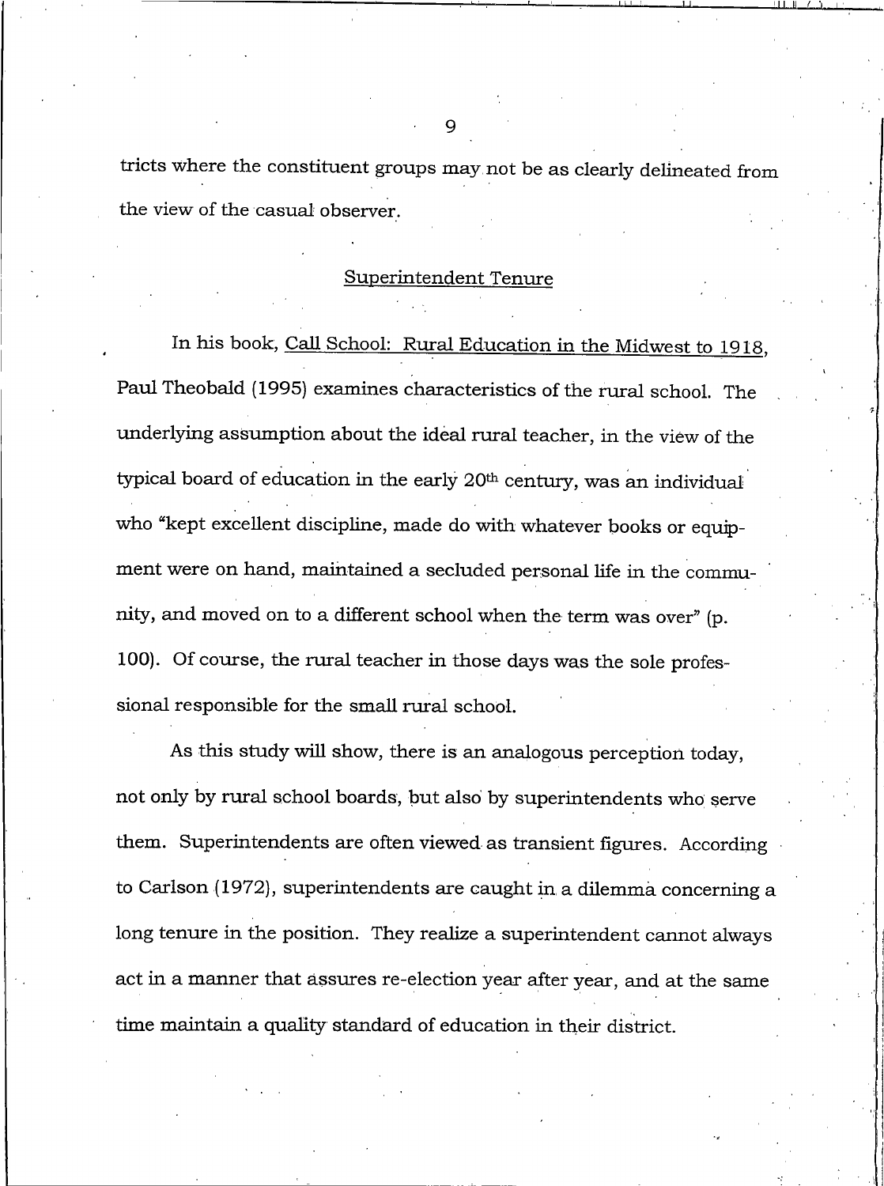tricts where the constituent groups may not be as clearly delineated from the view of the casual observer.

## Superintendent Tenure

In his book, Call School: Rural Education in the Midwest to 1918, Paul Theobald (1995) examines characteristics of the rural school. The underlying assumption about the ideal rural teacher, in the view of the typical board of education in the early 20th century, was an individual who "kept excellent discipline, made do with whatever books or equipment were on hand, maintained a secluded personal life in the community, and moved on to a different school when the term was over" (p. 100). Of course, the rural teacher in those days was the sole professional responsible for the small rural school.

As this study will show, there is an analogous perception today, not only by rural school boards, but also by superintendents who serve them. Superintendents are often viewed as transient figures. According to Carlson (1972), superintendents are caught in a dilemma concerning a long tenure in the position. They realize a superintendent cannot always act in a manner that assures re-election year after year, and at the same time maintain a quality standard of education in their district.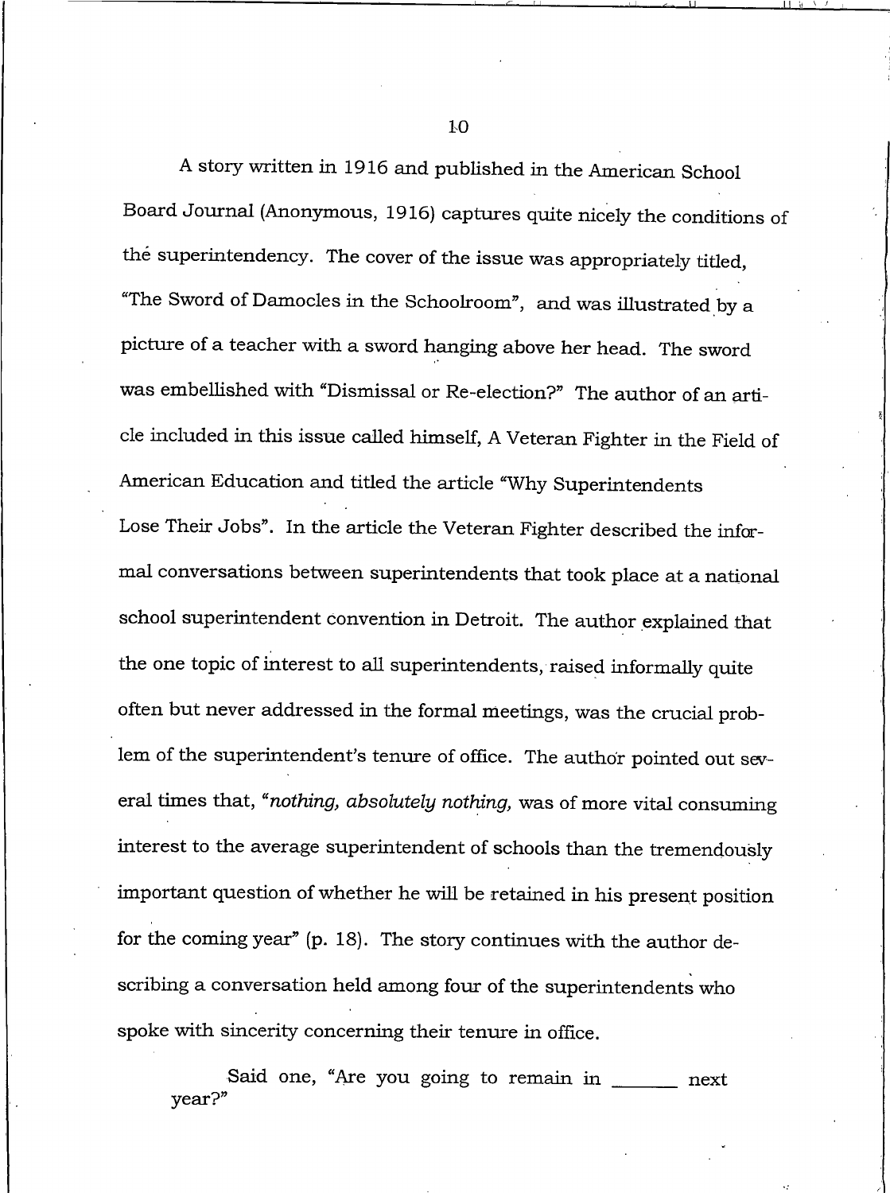A story written in 1916 and published in the American School Board Journal (Anonymous, 1916) captures quite nicely the conditions of the superintendency. The cover of the issue was appropriately titled, "The Sword of Damocles in the Schoolroom", and was illustrated by a picture of a teacher with a sword hanging above her head. The sword was embellished with "Dismissal or Re-election?" The author of an article included in this issue called himself, A Veteran Fighter in the Field of American Education and titled the article "Why Superintendents Lose Their Jobs". In the article the Veteran Fighter described the informal conversations between superintendents that took place at a national school superintendent convention in Detroit. The author explained that the one topic of interest to all superintendents, raised informally quite often but never addressed in the formal meetings, was the crucial problem of the superintendent's tenure of office. The author pointed out several times that, "*nothing, absolutely nothing,* was of more vital consuming interest to the average superintendent of schools than the tremendously important question of whether he will be retained in his present position for the coming year" (p. 18). The story continues with the author describing a conversation held among four of the superintendents who spoke with sincerity concerning their tenure in office.

> Said one, "Are you going to remain in ______ next year?"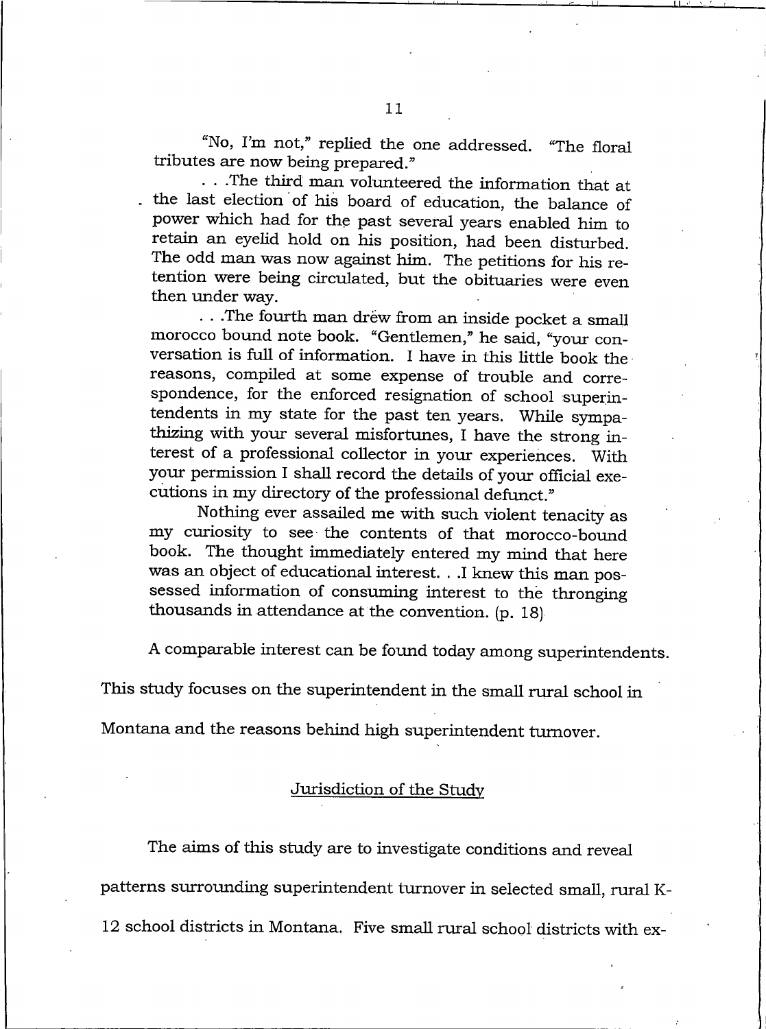"No, I'm not," replied the one addressed. "The floral tributes are now being prepared."

. . .The third man volunteered the information that at the last election of his board of education, the balance of power which had for the past several years enabled him to retain an eyelid hold on his position, had been disturbed. The odd man was now against him. The petitions for his retention were being circulated, but the obituaries were even then under way.

. . .The fourth man drew from an inside pocket a small morocco bound note book. "Gentlemen," he said, "your conversation is full of information. I have in this little book the reasons, compiled at some expense of trouble and correspondence, for the enforced resignation of school superintendents in my state for the past ten years. While sympathizing with your several misfortunes, I have the strong interest of a professional collector in your experiences. With your permission I shall record the details of your official executions in my directory of the professional defunct."

Nothing ever assailed me with such violent tenacity as my curiosity to see the contents of that morocco-bound book. The thought immediately entered my mind that here was an object of educational interest. . .I knew this man possessed information of consuming interest to the thronging thousands in attendance at the convention. (p. 18)

A comparable interest can be found today among superintendents. This study focuses on the superintendent in the small rural school in Montana and the reasons behind high superintendent turnover.

## Jurisdiction of the Study

The aims of this study are to investigate conditions and reveal patterns surrounding superintendent turnover in selected small, rural K-12 school districts in Montana. Five small rural school districts with ex-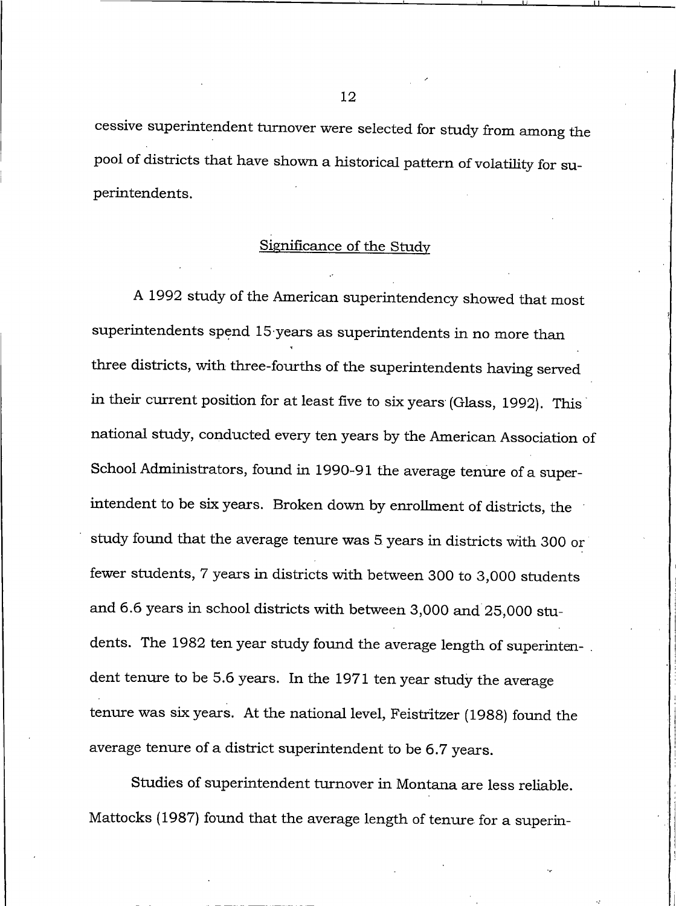cessive superintendent turnover were selected for study from among the pool of districts that have shown a historical pattern of volatility for superintendents.

## Significance of the Study

A 1992 study of the American superintendency showed that most superintendents spend 15 years as superintendents in no more than three districts, with three-fourths of the superintendents having served in their current position for at least five to six years (Glass, 1992). This national study, conducted every ten years by the American Association of School Administrators, found in 1990-91 the average tenure of a superintendent to be six years. Broken down by enrollment of districts, the study found that the average tenure was 5 years in districts with 300 or fewer students, 7 years in districts with between 300 to 3,000 students and 6.6 years in school districts with between 3,000 and 25,000 students. The 1982 ten year study found the average length of superintendent tenure to be 5.6 years. In the 1971 ten year study the average tenure was six years. At the national level, Feistritzer (1988) found the average tenure of a district superintendent to be 6.7 years.

Studies of superintendent turnover in Montana are less reliable. Mattocks (1987) found that the average length of tenure for a superin-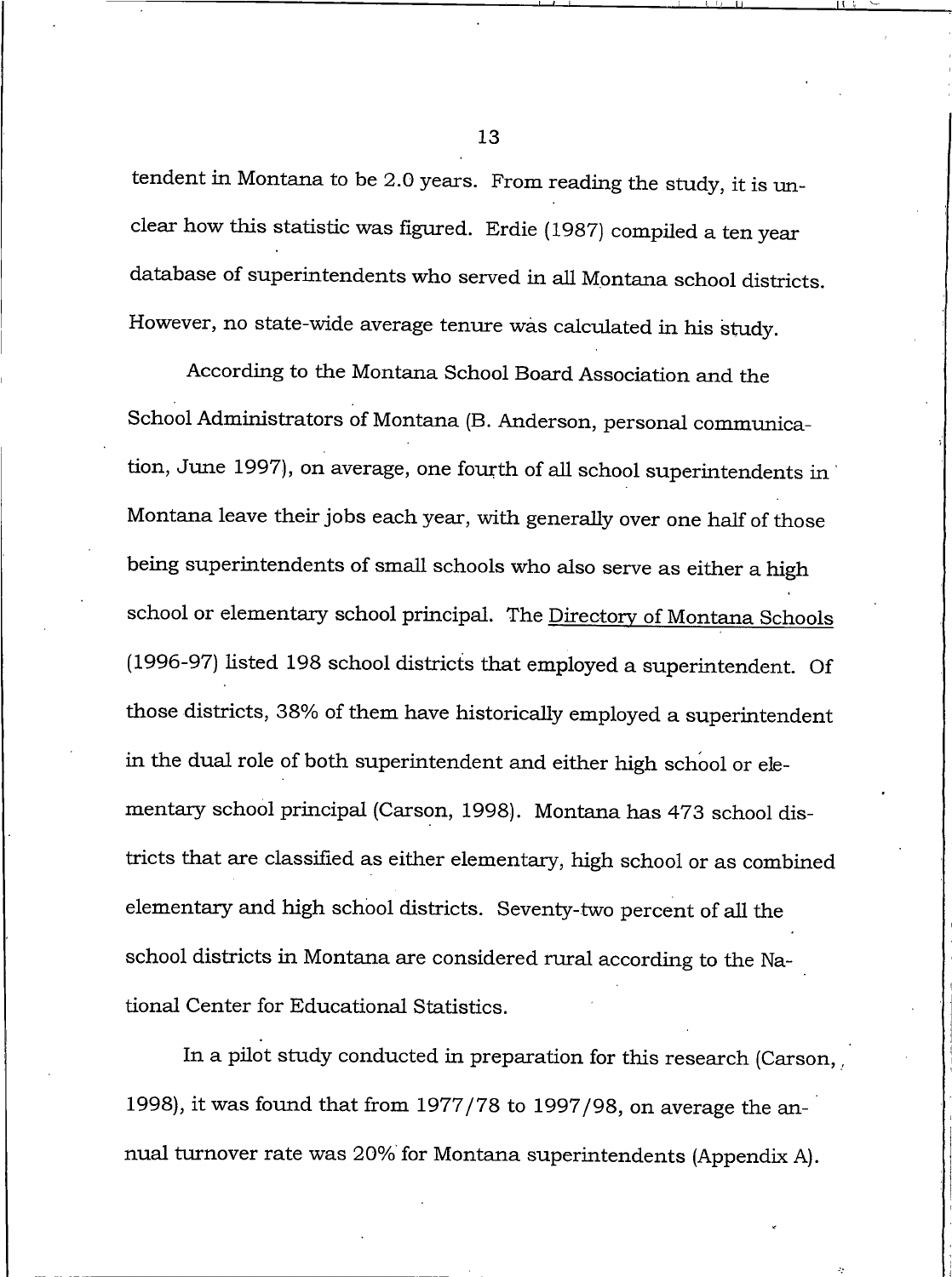tendent in Montana to be 2.0 years. From reading the study, it is unclear how this statistic was figured. Erdie (1987) compiled a ten year database of superintendents who served in all Montana school districts. However, no state-wide average tenure was calculated in his study.

According to the Montana School Board Association and the School Administrators of Montana (B. Anderson, personal communication, June 1997), on average, one fourth of all school superintendents in Montana leave their jobs each year, with generally over one half of those being superintendents of small schools who also serve as either a high school or elementary school principal. The Directory of Montana Schools (1996-97) listed 198 school districts that employed a superintendent. Of those districts, 38% of them have historically employed a superintendent in the dual role of both superintendent and either high school or elementary school principal (Carson, 1998). Montana has 473 school districts that are classified as either elementary, high school or as combined elementary and high school districts. Seventy-two percent of all the school districts in Montana are considered rural according to the National Center for Educational Statistics.

In a pilot study conducted in preparation for this research (Carson, 1998), it was found that from 1977/78 to 1997/98, on average the annual turnover rate was 20% for Montana superintendents (Appendix A).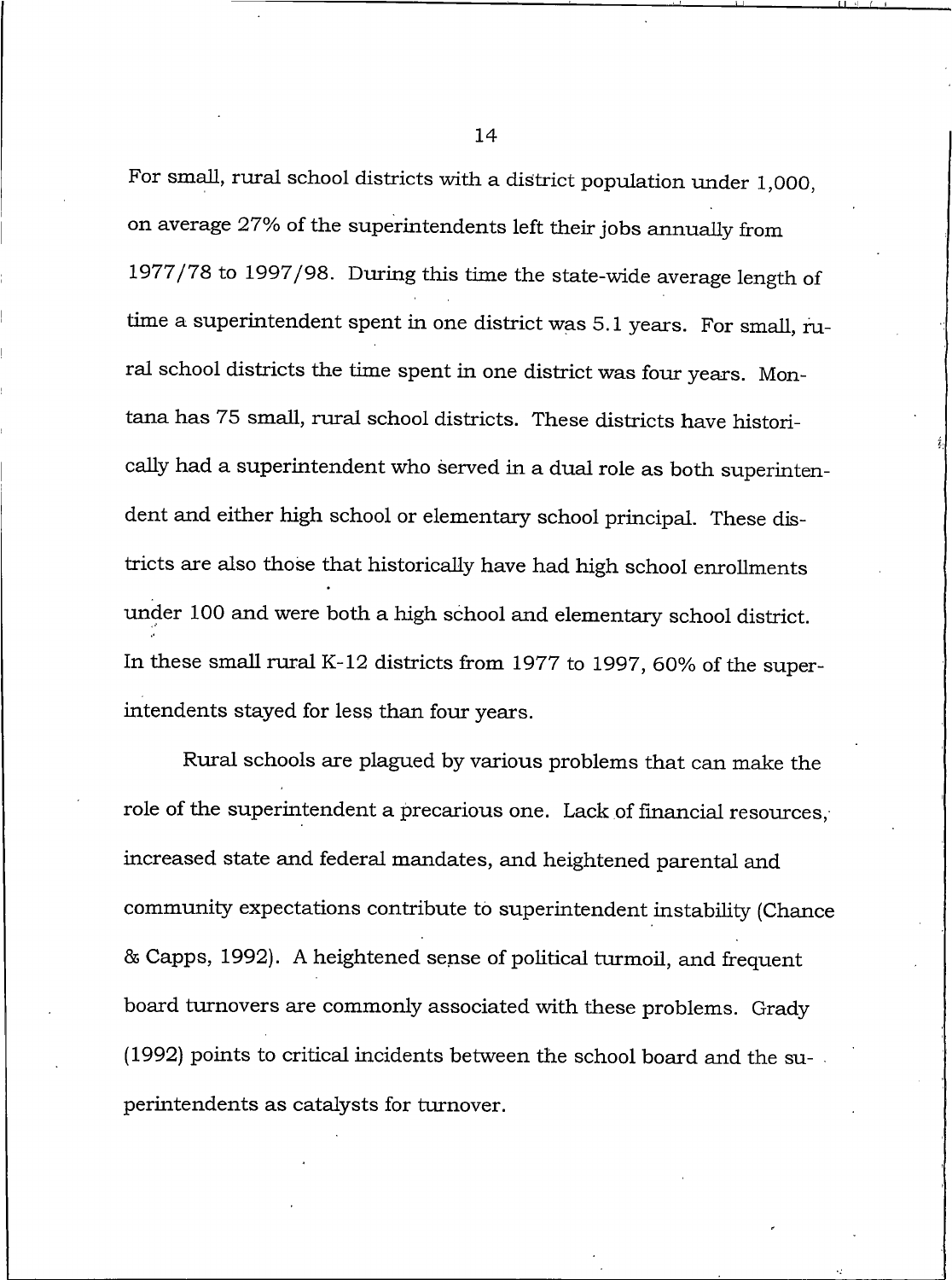For small, rural school districts with a district population under 1,000, on average 27% of the superintendents left their jobs annually from 1977/78 to 1997/98. During this time the state-wide average length of time a superintendent spent in one district was 5.1 years. For small, rural school districts the time spent in one district was four years. Montana has 75 small, rural school districts. These districts have historically had a superintendent who served in a dual role as both superintendent and either high school or elementary school principal. These districts are also those that historically have had high school enrollments under 100 and were both a high school and elementary school district. In these small rural K-12 districts from 1977 to 1997, 60% of the superintendents stayed for less than four years.

Rural schools are plagued by various problems that can make the role of the superintendent a precarious one. Lack of financial resources, increased state and federal mandates, and heightened parental and community expectations contribute to superintendent instability (Chance & Capps, 1992). A heightened sense of political turmoil, and frequent board turnovers are commonly associated with these problems. Grady (1992) points to critical incidents between the school board and the superintendents as catalysts for turnover.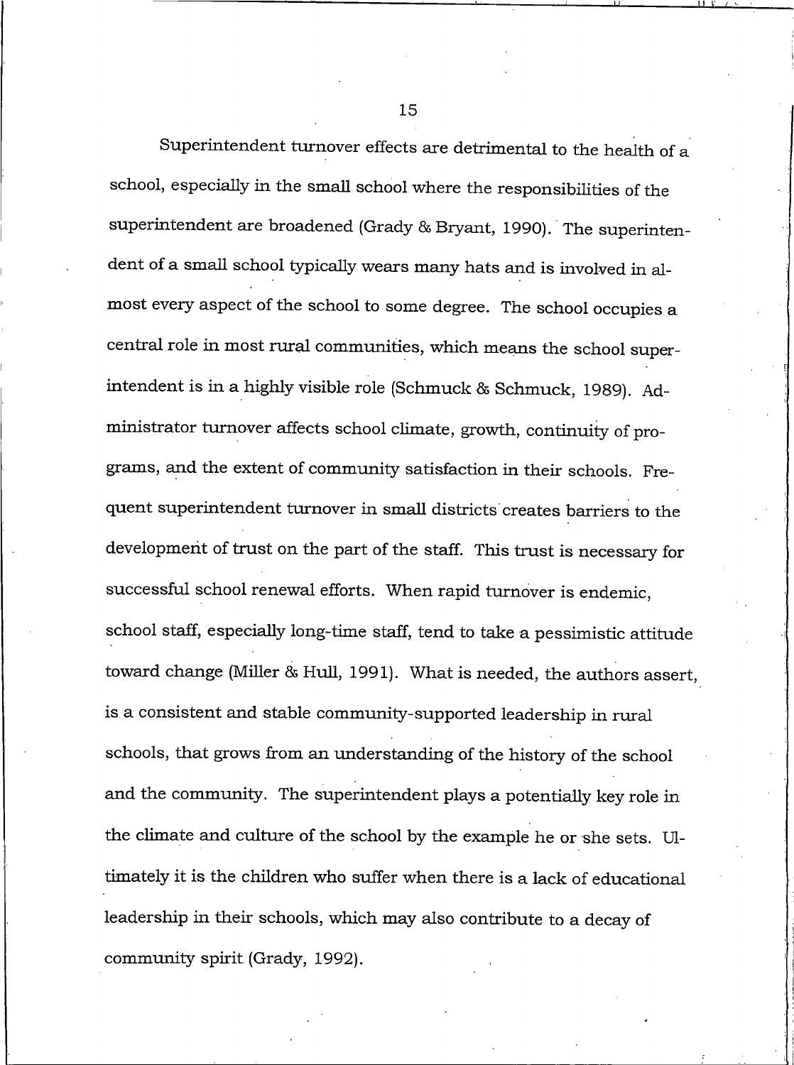Superintendent turnover effects are detrimental to the health of a school, especially in the small school where the responsibilities of the superintendent are broadened (Grady & Bryant, 1990). The superintendent of a small school typically wears many hats and is involved in almost every aspect of the school to some degree. The school occupies a central role in most rural communities, which means the school superintendent is in a highly visible role (Schmuck & Schmuck, 1989). Administrator turnover affects school climate, growth, continuity of programs, and the extent of community satisfaction in their schools. Frequent superintendent turnover in small districts creates barriers to the development of trust on the part of the staff. This trust is necessary for successful school renewal efforts. When rapid turnover is endemic, school staff, especially long-time staff, tend to take a pessimistic attitude toward change (Miller & Hull, 1991). What is needed, the authors assert, is a consistent and stable community-supported leadership in rural schools, that grows from an understanding of the history of the school and the community. The superintendent plays a potentially key role in the climate and culture of the school by the example he or she sets. Ultimately it is the children who suffer when there is a lack of educational leadership in their schools, which may also contribute to a decay of community spirit (Grady, 1992).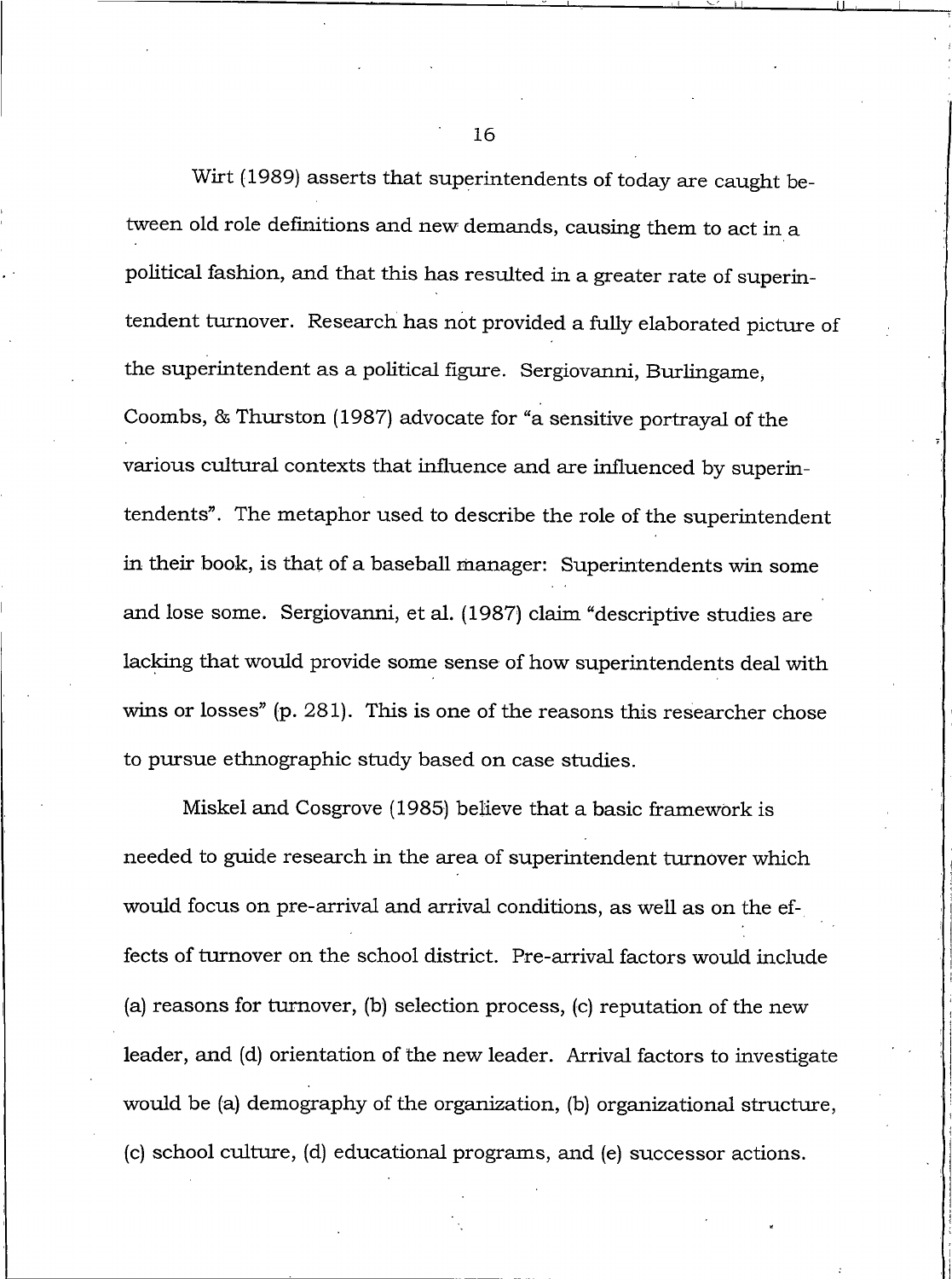Wirt (1989) asserts that superintendents of today are caught between old role definitions and new demands, causing them to act in a political fashion, and that this has resulted in a greater rate of superintendent turnover. Research has not provided a fully elaborated picture of the superintendent as a political figure. Sergiovanni, Burlingame, Coombs, & Thurston (1987) advocate for "a sensitive portrayal of the various cultural contexts that influence and are influenced by superintendents". The metaphor used to describe the role of the superintendent in their book, is that of a baseball manager: Superintendents win some and lose some. Sergiovanni, et al. (1987) claim "descriptive studies are lacking that would provide some sense of how superintendents deal with wins or losses" (p. 281). This is one of the reasons this researcher chose to pursue ethnographic study based on case studies.

Miskel and Cosgrove (1985) believe that a basic framework is needed to guide research in the area of superintendent turnover which would focus on pre-arrival and arrival conditions, as well as on the effects of turnover on the school district. Pre-arrival factors would include (a) reasons for turnover, (b) selection process, (c) reputation of the new leader, and (d) orientation of the new leader. Arrival factors to investigate would be (a) demography of the organization, (b) organizational structure, (c) school culture, (d) educational programs, and (e) successor actions.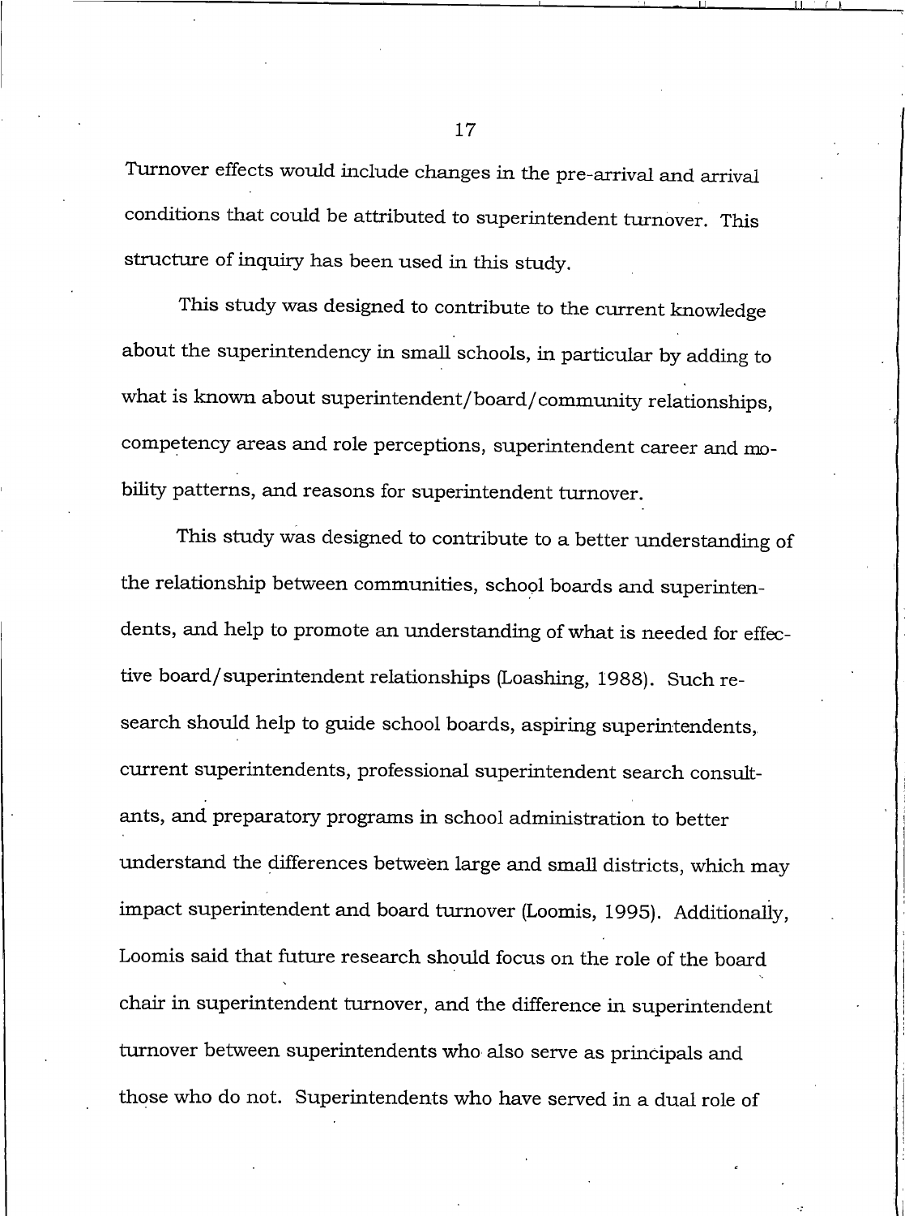Turnover effects would include changes in the pre-arrival and arrival conditions that could be attributed to superintendent turnover. This structure of inquiry has been used in this study.

This study was designed to contribute to the current knowledge about the superintendency in small schools, in particular by adding to what is known about superintendent/board/community relationships, competency areas and role perceptions, superintendent career and mobility patterns, and reasons for superintendent turnover.

This study was designed to contribute to a better understanding of the relationship between communities, school boards and superintendents, and help to promote an understanding of what is needed for effective board/superintendent relationships (Loashing, 1988). Such research should help to guide school boards, aspiring superintendents, current superintendents, professional superintendent search consultants, and preparatory programs in school administration to better understand the differences between large and small districts, which may impact superintendent and board turnover (Loomis, 1995). Additionally, Loomis said that future research should focus on the role of the board chair in superintendent turnover, and the difference in superintendent turnover between superintendents who also serve as principals and those who do not. Superintendents who have served in a dual role of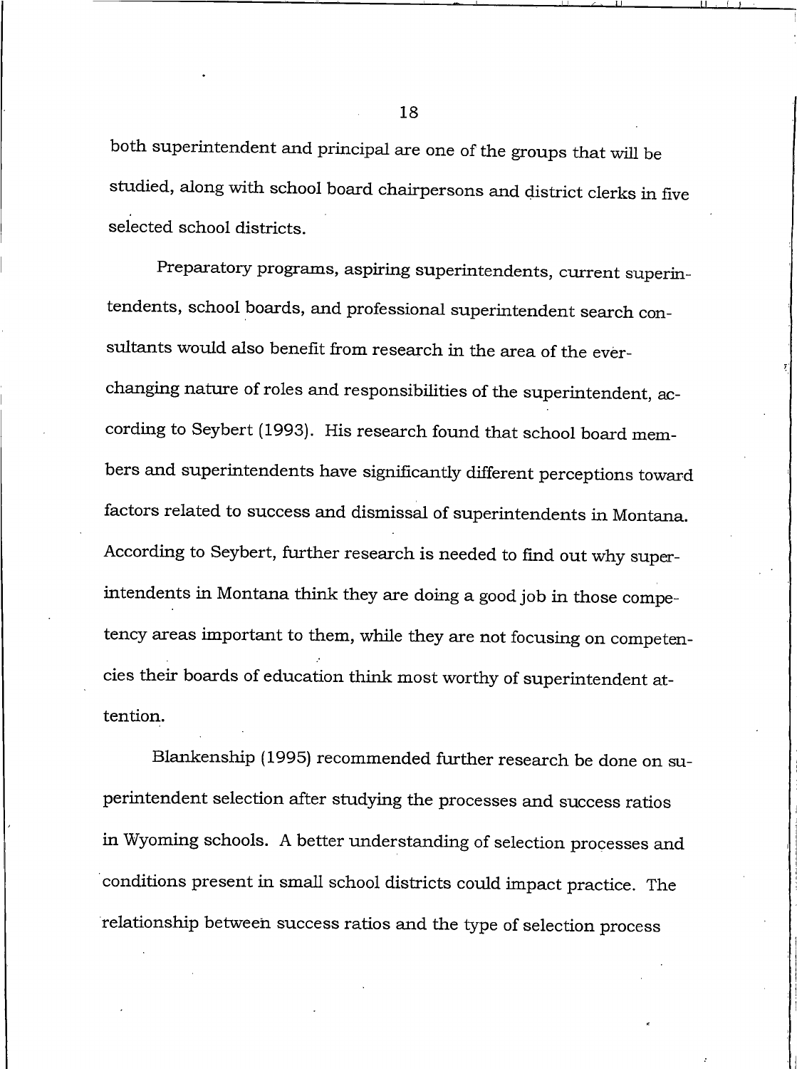both superintendent and principal are one of the groups that will be studied, along with school board chairpersons and district clerks in five selected school districts.

Preparatory programs, aspiring superintendents, current superintendents, school boards, and professional superintendent search consultants would also benefit from research in the area of the ever-changing nature of roles and responsibilities of the superintendent, according to Seybert (1993). His research found that school board members and superintendents have significantly different perceptions toward factors related to success and dismissal of superintendents in Montana. According to Seybert, further research is needed to find out why superintendents in Montana think they are doing a good job in those competency areas important to them, while they are not focusing on competencies their boards of education think most worthy of superintendent attention.

Blankenship (1995) recommended further research be done on superintendent selection after studying the processes and success ratios in Wyoming schools. A better understanding of selection processes and conditions present in small school districts could impact practice. The relationship between success ratios and the type of selection process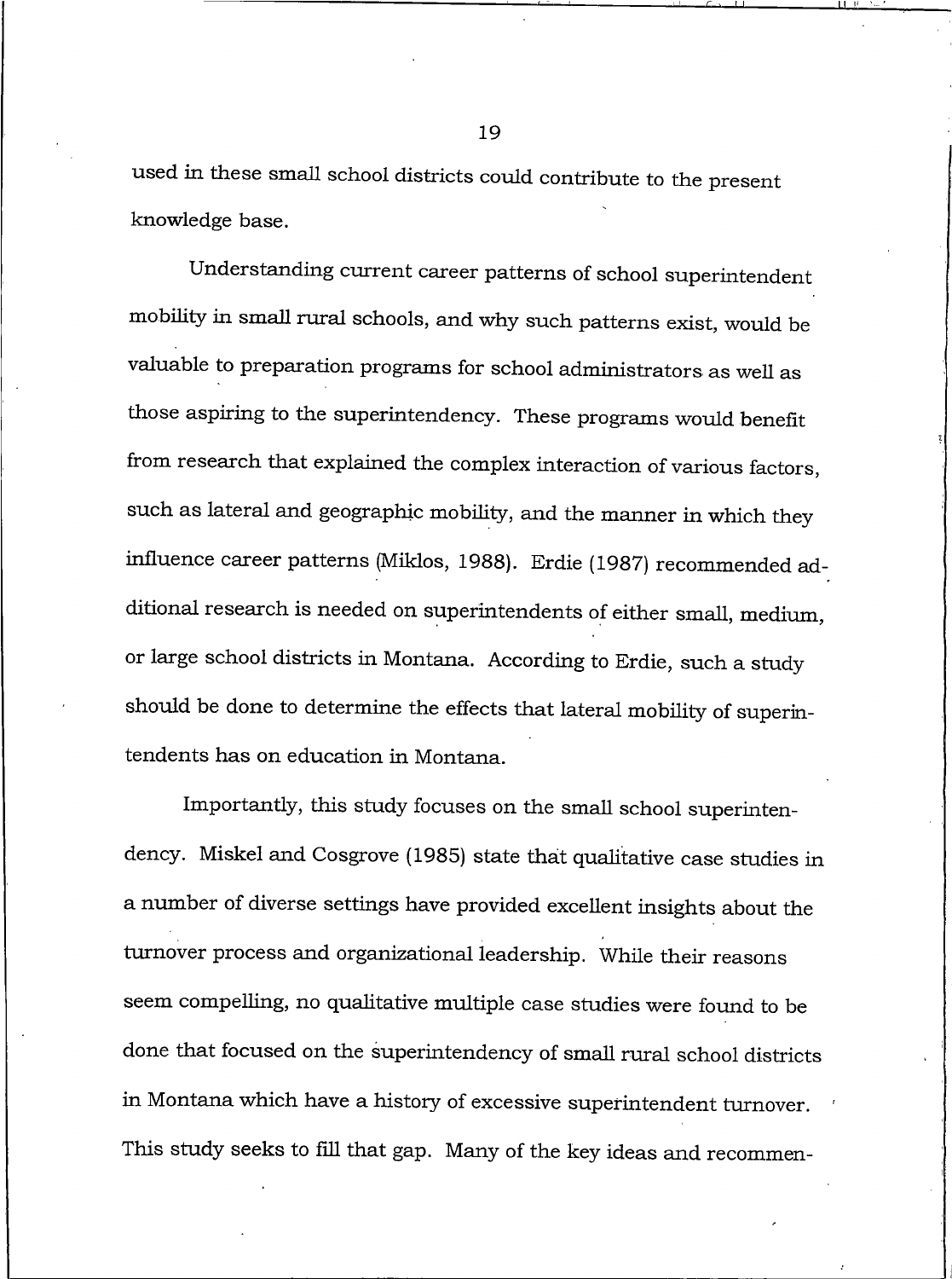used in these small school districts could contribute to the present knowledge base.

Understanding current career patterns of school superintendent mobility in small rural schools, and why such patterns exist, would be valuable to preparation programs for school administrators as well as those aspiring to the superintendency. These programs would benefit from research that explained the complex interaction of various factors, such as lateral and geographic mobility, and the manner in which they influence career patterns (Miklos, 1988). Erdie (1987) recommended additional research is needed on superintendents of either small, medium, or large school districts in Montana. According to Erdie, such a study should be done to determine the effects that lateral mobility of superintendents has on education in Montana.

Importantly, this study focuses on the small school superintendency. Miskel and Cosgrove (1985) state that qualitative case studies in a number of diverse settings have provided excellent insights about the turnover process and organizational leadership. While their reasons seem compelling, no qualitative multiple case studies were found to be done that focused on the superintendency of small rural school districts in Montana which have a history of excessive superintendent turnover. This study seeks to fill that gap. Many of the key ideas and recommen-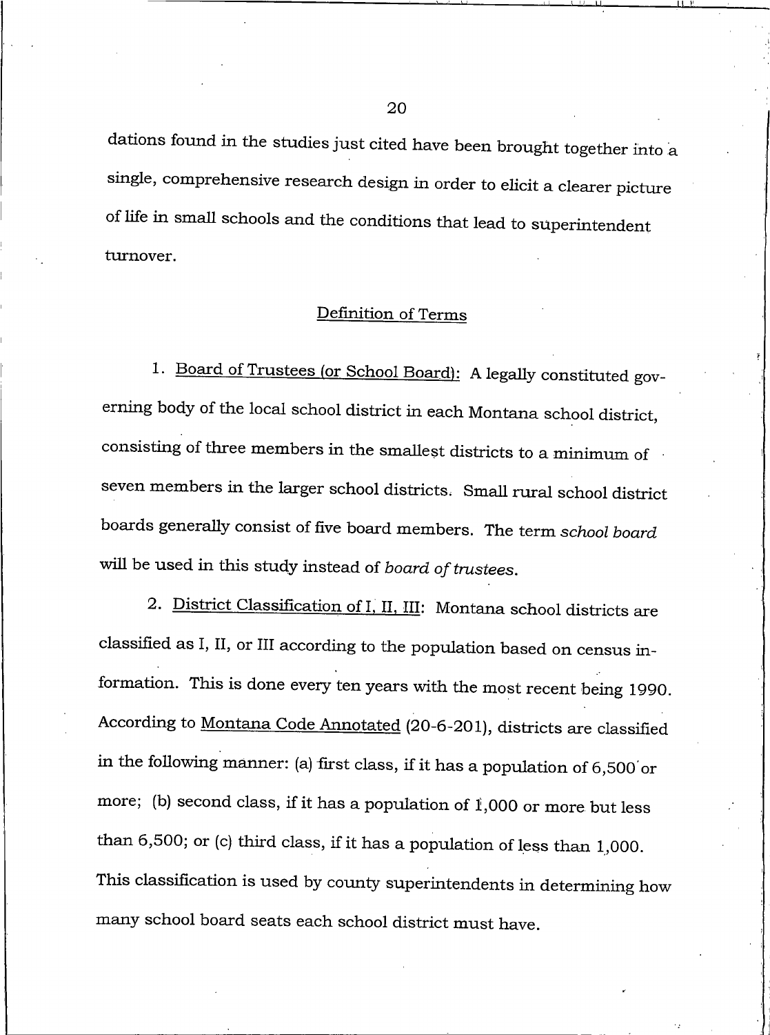dations found in the studies just cited have been brought together into a single, comprehensive research design in order to elicit a clearer picture of life in small schools and the conditions that lead to superintendent turnover.

## Definition of Terms

1. Board of Trustees (or School Board): A legally constituted governing body of the local school district in each Montana school district, consisting of three members in the smallest districts to a minimum of seven members in the larger school districts. Small rural school district boards generally consist of five board members. The term *school board* will be used in this study instead of *board of trustees*.

2. District Classification of I, II, III: Montana school districts are classified as I, II, or III according to the population based on census information. This is done every ten years with the most recent being 1990. According to Montana Code Annotated (20-6-201), districts are classified in the following manner: (a) first class, if it has a population of 6,500 or more; (b) second class, if it has a population of 1,000 or more but less than 6,500; or (c) third class, if it has a population of less than 1,000. This classification is used by county superintendents in determining how many school board seats each school district must have.